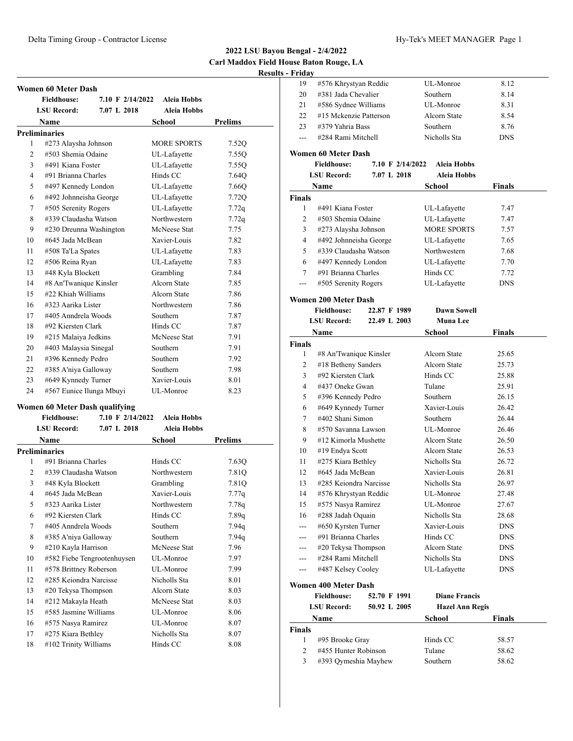# 2022 LSU Bayou Bengal - 2/4/2022

**Carl Maddox Field House Baton Rouge, LA**

**Results - Friday**

## Women 60 Meter Dash

| | | | |
|---|---|---|---|
| **Fieldhouse:** | 7.10 F 2/14/2022 | Aleia Hobbs | |
| **LSU Record:** | 7.07 L 2018 | Aleia Hobbs | |

| | Name | School | Prelims |
|---|---|---|---|
| **Preliminaries** | | | |
| 1 | #273 Alaysha Johnson | MORE SPORTS | 7.52Q |
| 2 | #503 Shemia Odaine | UL-Lafayette | 7.55Q |
| 3 | #491 Kiana Foster | UL-Lafayette | 7.55Q |
| 4 | #91 Brianna Charles | Hinds CC | 7.64Q |
| 5 | #497 Kennedy London | UL-Lafayette | 7.66Q |
| 6 | #492 Johnneisha George | UL-Lafayette | 7.72Q |
| 7 | #505 Serenity Rogers | UL-Lafayette | 7.72q |
| 8 | #339 Claudasha Watson | Northwestern | 7.72q |
| 9 | #230 Dreunna Washington | McNeese Stat | 7.75 |
| 10 | #645 Jada McBean | Xavier-Louis | 7.82 |
| 11 | #508 Ta'La Spates | UL-Lafayette | 7.83 |
| 12 | #506 Reina Ryan | UL-Lafayette | 7.83 |
| 13 | #48 Kyla Blockett | Grambling | 7.84 |
| 14 | #8 An'Twanique Kinsler | Alcorn State | 7.85 |
| 15 | #22 Khiah Williams | Alcorn State | 7.86 |
| 16 | #323 Aarika Lister | Northwestern | 7.86 |
| 17 | #405 Anndrela Woods | Southern | 7.87 |
| 18 | #92 Kiersten Clark | Hinds CC | 7.87 |
| 19 | #215 Malaiya Jedkins | McNeese Stat | 7.91 |
| 20 | #403 Malaysia Sinegal | Southern | 7.91 |
| 21 | #396 Kennedy Pedro | Southern | 7.92 |
| 22 | #385 A'niya Galloway | Southern | 7.98 |
| 23 | #649 Kynnedy Turner | Xavier-Louis | 8.01 |
| 24 | #567 Eunice Ilunga Mbuyi | UL-Monroe | 8.23 |

## Women 60 Meter Dash qualifying

| | | | |
|---|---|---|---|
| **Fieldhouse:** | 7.10 F 2/14/2022 | Aleia Hobbs | |
| **LSU Record:** | 7.07 L 2018 | Aleia Hobbs | |

| | Name | School | Prelims |
|---|---|---|---|
| **Preliminaries** | | | |
| 1 | #91 Brianna Charles | Hinds CC | 7.63Q |
| 2 | #339 Claudasha Watson | Northwestern | 7.81Q |
| 3 | #48 Kyla Blockett | Grambling | 7.81Q |
| 4 | #645 Jada McBean | Xavier-Louis | 7.77q |
| 5 | #323 Aarika Lister | Northwestern | 7.78q |
| 6 | #92 Kiersten Clark | Hinds CC | 7.89q |
| 7 | #405 Anndrela Woods | Southern | 7.94q |
| 8 | #385 A'niya Galloway | Southern | 7.94q |
| 9 | #210 Kayla Harrison | McNeese Stat | 7.96 |
| 10 | #582 Fiebe Tengrootenhuysen | UL-Monroe | 7.97 |
| 11 | #578 Brittney Roberson | UL-Monroe | 7.99 |
| 12 | #285 Keiondra Narcisse | Nicholls Sta | 8.01 |
| 13 | #20 Tekysa Thompson | Alcorn State | 8.03 |
| 14 | #212 Makayla Heath | McNeese Stat | 8.03 |
| 15 | #585 Jasmine Williams | UL-Monroe | 8.06 |
| 16 | #575 Nasya Ramirez | UL-Monroe | 8.07 |
| 17 | #275 Kiara Bethley | Nicholls Sta | 8.07 |
| 18 | #102 Trinity Williams | Hinds CC | 8.08 |
| 19 | #576 Khrystyan Reddic | UL-Monroe | 8.12 |
| 20 | #381 Jada Chevalier | Southern | 8.14 |
| 21 | #586 Sydnee Williams | UL-Monroe | 8.31 |
| 22 | #15 Mckenzie Patterson | Alcorn State | 8.54 |
| 23 | #379 Yahria Bass | Southern | 8.76 |
| --- | #284 Rami Mitchell | Nicholls Sta | DNS |

## Women 60 Meter Dash

| | | | |
|---|---|---|---|
| **Fieldhouse:** | 7.10 F 2/14/2022 | Aleia Hobbs | |
| **LSU Record:** | 7.07 L 2018 | Aleia Hobbs | |

| | Name | School | Finals |
|---|---|---|---|
| **Finals** | | | |
| 1 | #491 Kiana Foster | UL-Lafayette | 7.47 |
| 2 | #503 Shemia Odaine | UL-Lafayette | 7.47 |
| 3 | #273 Alaysha Johnson | MORE SPORTS | 7.57 |
| 4 | #492 Johnneisha George | UL-Lafayette | 7.65 |
| 5 | #339 Claudasha Watson | Northwestern | 7.68 |
| 6 | #497 Kennedy London | UL-Lafayette | 7.70 |
| 7 | #91 Brianna Charles | Hinds CC | 7.72 |
| --- | #505 Serenity Rogers | UL-Lafayette | DNS |

## Women 200 Meter Dash

| | | | |
|---|---|---|---|
| **Fieldhouse:** | 22.87 F 1989 | Dawn Sowell | |
| **LSU Record:** | 22.49 L 2003 | Muna Lee | |

| | Name | School | Finals |
|---|---|---|---|
| **Finals** | | | |
| 1 | #8 An'Twanique Kinsler | Alcorn State | 25.65 |
| 2 | #18 Betheny Sanders | Alcorn State | 25.73 |
| 3 | #92 Kiersten Clark | Hinds CC | 25.88 |
| 4 | #437 Oneke Gwan | Tulane | 25.91 |
| 5 | #396 Kennedy Pedro | Southern | 26.15 |
| 6 | #649 Kynnedy Turner | Xavier-Louis | 26.42 |
| 7 | #402 Shani Simon | Southern | 26.44 |
| 8 | #570 Savanna Lawson | UL-Monroe | 26.46 |
| 9 | #12 Kimorla Mushette | Alcorn State | 26.50 |
| 10 | #19 Endya Scott | Alcorn State | 26.53 |
| 11 | #275 Kiara Bethley | Nicholls Sta | 26.72 |
| 12 | #645 Jada McBean | Xavier-Louis | 26.81 |
| 13 | #285 Keiondra Narcisse | Nicholls Sta | 26.97 |
| 14 | #576 Khrystyan Reddic | UL-Monroe | 27.48 |
| 15 | #575 Nasya Ramirez | UL-Monroe | 27.67 |
| 16 | #288 Jadah Oquain | Nicholls Sta | 28.68 |
| --- | #650 Kyrsten Turner | Xavier-Louis | DNS |
| --- | #91 Brianna Charles | Hinds CC | DNS |
| --- | #20 Tekysa Thompson | Alcorn State | DNS |
| --- | #284 Rami Mitchell | Nicholls Sta | DNS |
| --- | #487 Kelsey Cooley | UL-Lafayette | DNS |

## Women 400 Meter Dash

| | | | |
|---|---|---|---|
| **Fieldhouse:** | 52.70 F 1991 | Diane Francis | |
| **LSU Record:** | 50.92 L 2005 | Hazel Ann Regis | |

| | Name | School | Finals |
|---|---|---|---|
| **Finals** | | | |
| 1 | #95 Brooke Gray | Hinds CC | 58.57 |
| 2 | #455 Hunter Robinson | Tulane | 58.62 |
| 3 | #393 Qymeshia Mayhew | Southern | 58.62 |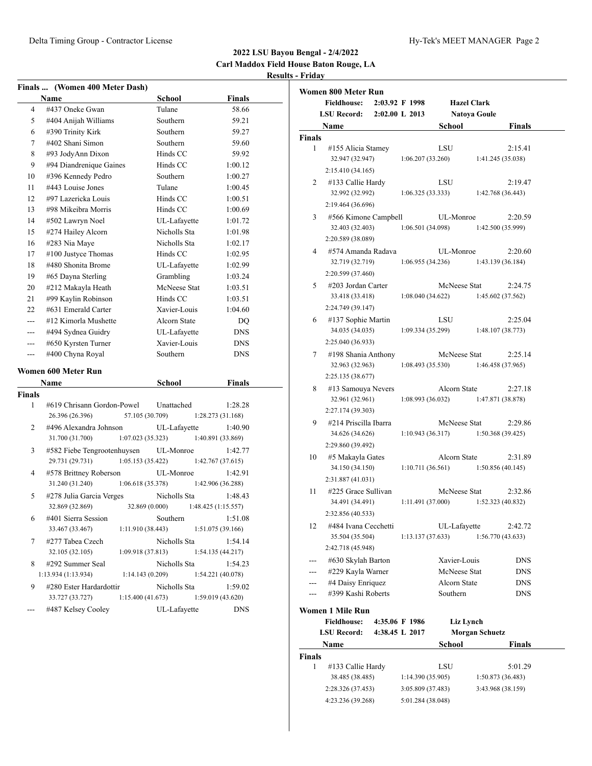## 2022 LSU Bayou Bengal - 2/4/2022

**Carl Maddox Field House Baton Rouge, LA**

**Results - Friday**

### Finals ... (Women 400 Meter Dash)

| | Name | School | Finals |
|---|---|---|---|
| 4 | #437 Oneke Gwan | Tulane | 58.66 |
| 5 | #404 Anijah Williams | Southern | 59.21 |
| 6 | #390 Trinity Kirk | Southern | 59.27 |
| 7 | #402 Shani Simon | Southern | 59.60 |
| 8 | #93 JodyAnn Dixon | Hinds CC | 59.92 |
| 9 | #94 Diandrenique Gaines | Hinds CC | 1:00.12 |
| 10 | #396 Kennedy Pedro | Southern | 1:00.27 |
| 11 | #443 Louise Jones | Tulane | 1:00.45 |
| 12 | #97 Lazericka Louis | Hinds CC | 1:00.51 |
| 13 | #98 Mikeibra Morris | Hinds CC | 1:00.69 |
| 14 | #502 Lawryn Noel | UL-Lafayette | 1:01.72 |
| 15 | #274 Hailey Alcorn | Nicholls Sta | 1:01.98 |
| 16 | #283 Nia Maye | Nicholls Sta | 1:02.17 |
| 17 | #100 Justyce Thomas | Hinds CC | 1:02.95 |
| 18 | #480 Shonita Brome | UL-Lafayette | 1:02.99 |
| 19 | #65 Dayna Sterling | Grambling | 1:03.24 |
| 20 | #212 Makayla Heath | McNeese Stat | 1:03.51 |
| 21 | #99 Kaylin Robinson | Hinds CC | 1:03.51 |
| 22 | #631 Emerald Carter | Xavier-Louis | 1:04.60 |
| --- | #12 Kimorla Mushette | Alcorn State | DQ |
| --- | #494 Sydnea Guidry | UL-Lafayette | DNS |
| --- | #650 Kyrsten Turner | Xavier-Louis | DNS |
| --- | #400 Chyna Royal | Southern | DNS |

### Women 600 Meter Run

**Finals**

| | Name | School | Finals |
|---|---|---|---|
| 1 | #619 Chrisann Gordon-Powel | Unattached | 1:28.28 |
| | 26.396 (26.396) | 57.105 (30.709) | 1:28.273 (31.168) |
| 2 | #496 Alexandra Johnson | UL-Lafayette | 1:40.90 |
| | 31.700 (31.700) | 1:07.023 (35.323) | 1:40.891 (33.869) |
| 3 | #582 Fiebe Tengrootenhuysen | UL-Monroe | 1:42.77 |
| | 29.731 (29.731) | 1:05.153 (35.422) | 1:42.767 (37.615) |
| 4 | #578 Brittney Roberson | UL-Monroe | 1:42.91 |
| | 31.240 (31.240) | 1:06.618 (35.378) | 1:42.906 (36.288) |
| 5 | #278 Julia Garcia Verges | Nicholls Sta | 1:48.43 |
| | 32.869 (32.869) | 32.869 (0.000) | 1:48.425 (1:15.557) |
| 6 | #401 Sierra Session | Southern | 1:51.08 |
| | 33.467 (33.467) | 1:11.910 (38.443) | 1:51.075 (39.166) |
| 7 | #277 Tabea Czech | Nicholls Sta | 1:54.14 |
| | 32.105 (32.105) | 1:09.918 (37.813) | 1:54.135 (44.217) |
| 8 | #292 Summer Seal | Nicholls Sta | 1:54.23 |
| | 1:13.934 (1:13.934) | 1:14.143 (0.209) | 1:54.221 (40.078) |
| 9 | #280 Ester Hardardottir | Nicholls Sta | 1:59.02 |
| | 33.727 (33.727) | 1:15.400 (41.673) | 1:59.019 (43.620) |
| --- | #487 Kelsey Cooley | UL-Lafayette | DNS |

### Women 800 Meter Run

**Fieldhouse:** 2:03.92 F 1998 Hazel Clark
**LSU Record:** 2:02.00 L 2013 Natoya Goule

**Finals**

| | Name | School | Finals |
|---|---|---|---|
| 1 | #155 Alicia Stamey | LSU | 2:15.41 |
| | 32.947 (32.947) | 1:06.207 (33.260) | 1:41.245 (35.038) |
| | 2:15.410 (34.165) | | |
| 2 | #133 Callie Hardy | LSU | 2:19.47 |
| | 32.992 (32.992) | 1:06.325 (33.333) | 1:42.768 (36.443) |
| | 2:19.464 (36.696) | | |
| 3 | #566 Kimone Campbell | UL-Monroe | 2:20.59 |
| | 32.403 (32.403) | 1:06.501 (34.098) | 1:42.500 (35.999) |
| | 2:20.589 (38.089) | | |
| 4 | #574 Amanda Radava | UL-Monroe | 2:20.60 |
| | 32.719 (32.719) | 1:06.955 (34.236) | 1:43.139 (36.184) |
| | 2:20.599 (37.460) | | |
| 5 | #203 Jordan Carter | McNeese Stat | 2:24.75 |
| | 33.418 (33.418) | 1:08.040 (34.622) | 1:45.602 (37.562) |
| | 2:24.749 (39.147) | | |
| 6 | #137 Sophie Martin | LSU | 2:25.04 |
| | 34.035 (34.035) | 1:09.334 (35.299) | 1:48.107 (38.773) |
| | 2:25.040 (36.933) | | |
| 7 | #198 Shania Anthony | McNeese Stat | 2:25.14 |
| | 32.963 (32.963) | 1:08.493 (35.530) | 1:46.458 (37.965) |
| | 2:25.135 (38.677) | | |
| 8 | #13 Samouya Nevers | Alcorn State | 2:27.18 |
| | 32.961 (32.961) | 1:08.993 (36.032) | 1:47.871 (38.878) |
| | 2:27.174 (39.303) | | |
| 9 | #214 Priscilla Ibarra | McNeese Stat | 2:29.86 |
| | 34.626 (34.626) | 1:10.943 (36.317) | 1:50.368 (39.425) |
| | 2:29.860 (39.492) | | |
| 10 | #5 Makayla Gates | Alcorn State | 2:31.89 |
| | 34.150 (34.150) | 1:10.711 (36.561) | 1:50.856 (40.145) |
| | 2:31.887 (41.031) | | |
| 11 | #225 Grace Sullivan | McNeese Stat | 2:32.86 |
| | 34.491 (34.491) | 1:11.491 (37.000) | 1:52.323 (40.832) |
| | 2:32.856 (40.533) | | |
| 12 | #484 Ivana Cecchetti | UL-Lafayette | 2:42.72 |
| | 35.504 (35.504) | 1:13.137 (37.633) | 1:56.770 (43.633) |
| | 2:42.718 (45.948) | | |
| --- | #630 Skylah Barton | Xavier-Louis | DNS |
| --- | #229 Kayla Warner | McNeese Stat | DNS |
| --- | #4 Daisy Enriquez | Alcorn State | DNS |
| --- | #399 Kashi Roberts | Southern | DNS |

### Women 1 Mile Run

**Fieldhouse:** 4:35.06 F 1986 Liz Lynch
**LSU Record:** 4:38.45 L 2017 Morgan Schuetz

**Finals**

| | Name | School | Finals |
|---|---|---|---|
| 1 | #133 Callie Hardy | LSU | 5:01.29 |
| | 38.485 (38.485) | 1:14.390 (35.905) | 1:50.873 (36.483) |
| | 2:28.326 (37.453) | 3:05.809 (37.483) | 3:43.968 (38.159) |
| | 4:23.236 (39.268) | 5:01.284 (38.048) | |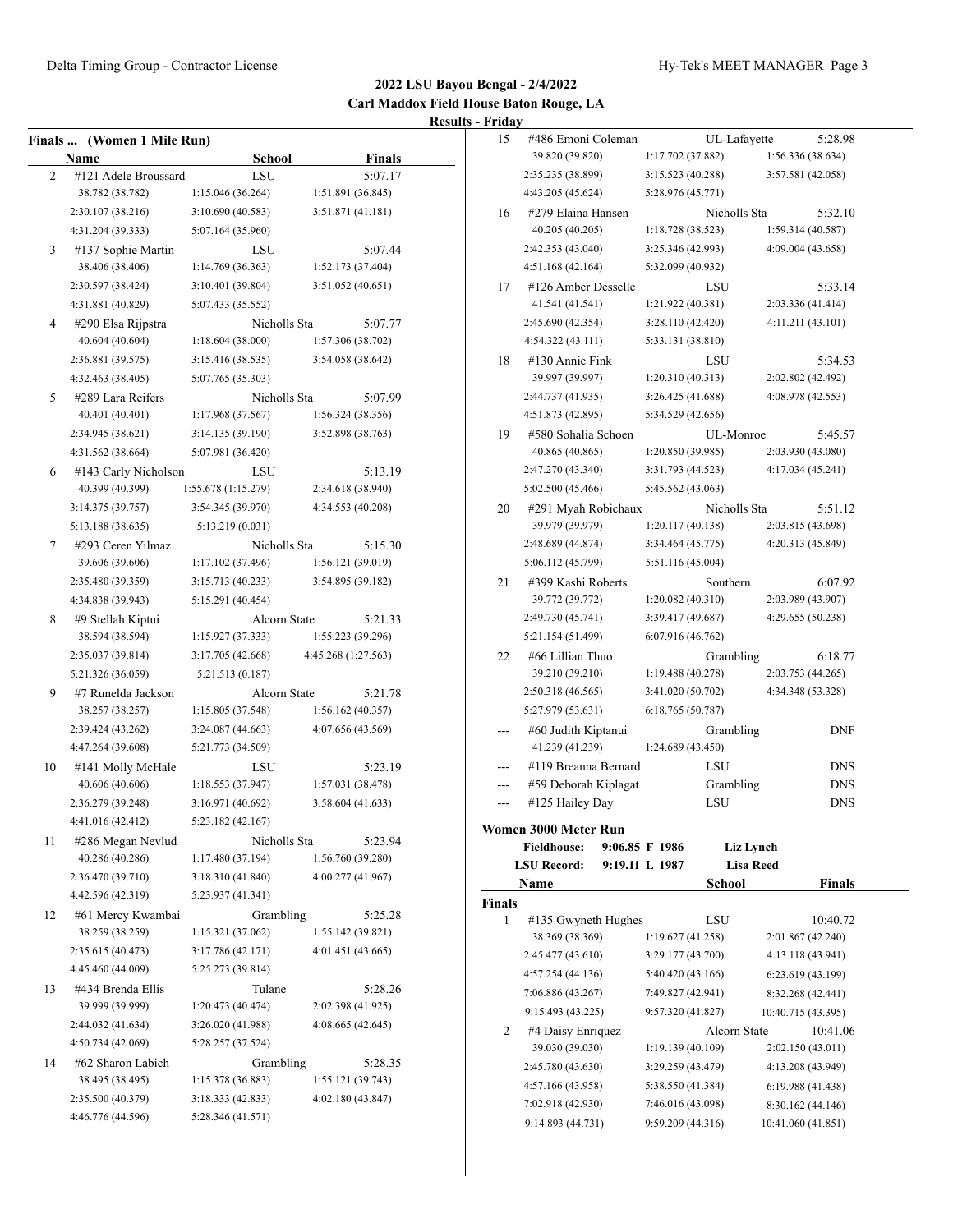# 2022 LSU Bayou Bengal - 2/4/2022

## Carl Maddox Field House Baton Rouge, LA

### Results - Friday

**Finals ... (Women 1 Mile Run)**

| | Name | School | Finals |
|---|---|---|---|
| 2 | #121 Adele Broussard | LSU | 5:07.17 |
| | 38.782 (38.782) | 1:15.046 (36.264) | 1:51.891 (36.845) |
| | 2:30.107 (38.216) | 3:10.690 (40.583) | 3:51.871 (41.181) |
| | 4:31.204 (39.333) | 5:07.164 (35.960) | |
| 3 | #137 Sophie Martin | LSU | 5:07.44 |
| | 38.406 (38.406) | 1:14.769 (36.363) | 1:52.173 (37.404) |
| | 2:30.597 (38.424) | 3:10.401 (39.804) | 3:51.052 (40.651) |
| | 4:31.881 (40.829) | 5:07.433 (35.552) | |
| 4 | #290 Elsa Rijpstra | Nicholls Sta | 5:07.77 |
| | 40.604 (40.604) | 1:18.604 (38.000) | 1:57.306 (38.702) |
| | 2:36.881 (39.575) | 3:15.416 (38.535) | 3:54.058 (38.642) |
| | 4:32.463 (38.405) | 5:07.765 (35.303) | |
| 5 | #289 Lara Reifers | Nicholls Sta | 5:07.99 |
| | 40.401 (40.401) | 1:17.968 (37.567) | 1:56.324 (38.356) |
| | 2:34.945 (38.621) | 3:14.135 (39.190) | 3:52.898 (38.763) |
| | 4:31.562 (38.664) | 5:07.981 (36.420) | |
| 6 | #143 Carly Nicholson | LSU | 5:13.19 |
| | 40.399 (40.399) | 1:55.678 (1:15.279) | 2:34.618 (38.940) |
| | 3:14.375 (39.757) | 3:54.345 (39.970) | 4:34.553 (40.208) |
| | 5:13.188 (38.635) | 5:13.219 (0.031) | |
| 7 | #293 Ceren Yilmaz | Nicholls Sta | 5:15.30 |
| | 39.606 (39.606) | 1:17.102 (37.496) | 1:56.121 (39.019) |
| | 2:35.480 (39.359) | 3:15.713 (40.233) | 3:54.895 (39.182) |
| | 4:34.838 (39.943) | 5:15.291 (40.454) | |
| 8 | #9 Stellah Kiptui | Alcorn State | 5:21.33 |
| | 38.594 (38.594) | 1:15.927 (37.333) | 1:55.223 (39.296) |
| | 2:35.037 (39.814) | 3:17.705 (42.668) | 4:45.268 (1:27.563) |
| | 5:21.326 (36.059) | 5:21.513 (0.187) | |
| 9 | #7 Runelda Jackson | Alcorn State | 5:21.78 |
| | 38.257 (38.257) | 1:15.805 (37.548) | 1:56.162 (40.357) |
| | 2:39.424 (43.262) | 3:24.087 (44.663) | 4:07.656 (43.569) |
| | 4:47.264 (39.608) | 5:21.773 (34.509) | |
| 10 | #141 Molly McHale | LSU | 5:23.19 |
| | 40.606 (40.606) | 1:18.553 (37.947) | 1:57.031 (38.478) |
| | 2:36.279 (39.248) | 3:16.971 (40.692) | 3:58.604 (41.633) |
| | 4:41.016 (42.412) | 5:23.182 (42.167) | |
| 11 | #286 Megan Nevlud | Nicholls Sta | 5:23.94 |
| | 40.286 (40.286) | 1:17.480 (37.194) | 1:56.760 (39.280) |
| | 2:36.470 (39.710) | 3:18.310 (41.840) | 4:00.277 (41.967) |
| | 4:42.596 (42.319) | 5:23.937 (41.341) | |
| 12 | #61 Mercy Kwambai | Grambling | 5:25.28 |
| | 38.259 (38.259) | 1:15.321 (37.062) | 1:55.142 (39.821) |
| | 2:35.615 (40.473) | 3:17.786 (42.171) | 4:01.451 (43.665) |
| | 4:45.460 (44.009) | 5:25.273 (39.814) | |
| 13 | #434 Brenda Ellis | Tulane | 5:28.26 |
| | 39.999 (39.999) | 1:20.473 (40.474) | 2:02.398 (41.925) |
| | 2:44.032 (41.634) | 3:26.020 (41.988) | 4:08.665 (42.645) |
| | 4:50.734 (42.069) | 5:28.257 (37.524) | |
| 14 | #62 Sharon Labich | Grambling | 5:28.35 |
| | 38.495 (38.495) | 1:15.378 (36.883) | 1:55.121 (39.743) |
| | 2:35.500 (40.379) | 3:18.333 (42.833) | 4:02.180 (43.847) |
| | 4:46.776 (44.596) | 5:28.346 (41.571) | |
| 15 | #486 Emoni Coleman | UL-Lafayette | 5:28.98 |
| | 39.820 (39.820) | 1:17.702 (37.882) | 1:56.336 (38.634) |
| | 2:35.235 (38.899) | 3:15.523 (40.288) | 3:57.581 (42.058) |
| | 4:43.205 (45.624) | 5:28.976 (45.771) | |
| 16 | #279 Elaina Hansen | Nicholls Sta | 5:32.10 |
| | 40.205 (40.205) | 1:18.728 (38.523) | 1:59.314 (40.587) |
| | 2:42.353 (43.040) | 3:25.346 (42.993) | 4:09.004 (43.658) |
| | 4:51.168 (42.164) | 5:32.099 (40.932) | |
| 17 | #126 Amber Desselle | LSU | 5:33.14 |
| | 41.541 (41.541) | 1:21.922 (40.381) | 2:03.336 (41.414) |
| | 2:45.690 (42.354) | 3:28.110 (42.420) | 4:11.211 (43.101) |
| | 4:54.322 (43.111) | 5:33.131 (38.810) | |
| 18 | #130 Annie Fink | LSU | 5:34.53 |
| | 39.997 (39.997) | 1:20.310 (40.313) | 2:02.802 (42.492) |
| | 2:44.737 (41.935) | 3:26.425 (41.688) | 4:08.978 (42.553) |
| | 4:51.873 (42.895) | 5:34.529 (42.656) | |
| 19 | #580 Sohalia Schoen | UL-Monroe | 5:45.57 |
| | 40.865 (40.865) | 1:20.850 (39.985) | 2:03.930 (43.080) |
| | 2:47.270 (43.340) | 3:31.793 (44.523) | 4:17.034 (45.241) |
| | 5:02.500 (45.466) | 5:45.562 (43.063) | |
| 20 | #291 Myah Robichaux | Nicholls Sta | 5:51.12 |
| | 39.979 (39.979) | 1:20.117 (40.138) | 2:03.815 (43.698) |
| | 2:48.689 (44.874) | 3:34.464 (45.775) | 4:20.313 (45.849) |
| | 5:06.112 (45.799) | 5:51.116 (45.004) | |
| 21 | #399 Kashi Roberts | Southern | 6:07.92 |
| | 39.772 (39.772) | 1:20.082 (40.310) | 2:03.989 (43.907) |
| | 2:49.730 (45.741) | 3:39.417 (49.687) | 4:29.655 (50.238) |
| | 5:21.154 (51.499) | 6:07.916 (46.762) | |
| 22 | #66 Lillian Thuo | Grambling | 6:18.77 |
| | 39.210 (39.210) | 1:19.488 (40.278) | 2:03.753 (44.265) |
| | 2:50.318 (46.565) | 3:41.020 (50.702) | 4:34.348 (53.328) |
| | 5:27.979 (53.631) | 6:18.765 (50.787) | |
| --- | #60 Judith Kiptanui | Grambling | DNF |
| | 41.239 (41.239) | 1:24.689 (43.450) | |
| --- | #119 Breanna Bernard | LSU | DNS |
| --- | #59 Deborah Kiplagat | Grambling | DNS |
| --- | #125 Hailey Day | LSU | DNS |

**Women 3000 Meter Run**

| | | | |
|---|---|---|---|
| **Fieldhouse:** | 9:06.85 F 1986 | | Liz Lynch |
| **LSU Record:** | 9:19.11 L 1987 | | Lisa Reed |

| | Name | School | Finals |
|---|---|---|---|
| **Finals** | | | |
| 1 | #135 Gwyneth Hughes | LSU | 10:40.72 |
| | 38.369 (38.369) | 1:19.627 (41.258) | 2:01.867 (42.240) |
| | 2:45.477 (43.610) | 3:29.177 (43.700) | 4:13.118 (43.941) |
| | 4:57.254 (44.136) | 5:40.420 (43.166) | 6:23.619 (43.199) |
| | 7:06.886 (43.267) | 7:49.827 (42.941) | 8:32.268 (42.441) |
| | 9:15.493 (43.225) | 9:57.320 (41.827) | 10:40.715 (43.395) |
| 2 | #4 Daisy Enriquez | Alcorn State | 10:41.06 |
| | 39.030 (39.030) | 1:19.139 (40.109) | 2:02.150 (43.011) |
| | 2:45.780 (43.630) | 3:29.259 (43.479) | 4:13.208 (43.949) |
| | 4:57.166 (43.958) | 5:38.550 (41.384) | 6:19.988 (41.438) |
| | 7:02.918 (42.930) | 7:46.016 (43.098) | 8:30.162 (44.146) |
| | 9:14.893 (44.731) | 9:59.209 (44.316) | 10:41.060 (41.851) |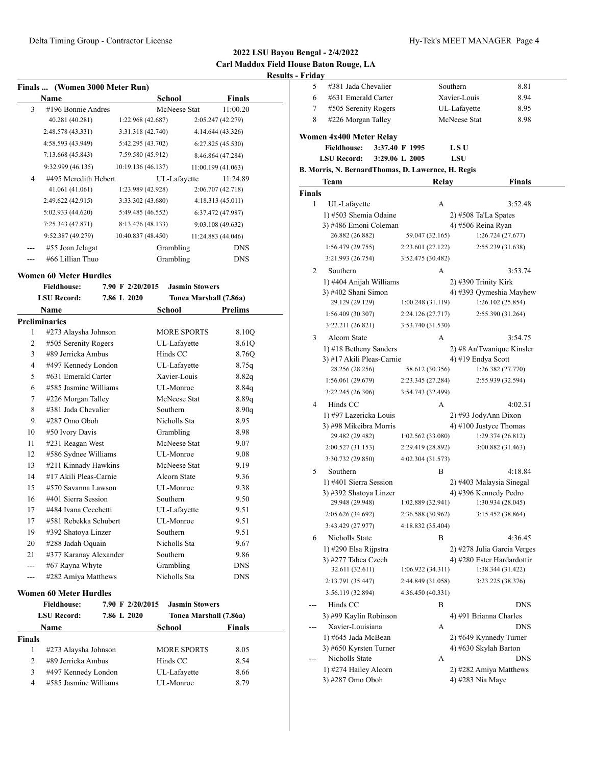## 2022 LSU Bayou Bengal - 2/4/2022
### Carl Maddox Field House Baton Rouge, LA
### Results - Friday

**Finals ... (Women 3000 Meter Run)**

| | Name | School | Finals |
|---|---|---|---|
| 3 | #196 Bonnie Andres | McNeese Stat | 11:00.20 |
| | 40.281 (40.281) 1:22.968 (42.687) 2:05.247 (42.279) | | |
| | 2:48.578 (43.331) 3:31.318 (42.740) 4:14.644 (43.326) | | |
| | 4:58.593 (43.949) 5:42.295 (43.702) 6:27.825 (45.530) | | |
| | 7:13.668 (45.843) 7:59.580 (45.912) 8:46.864 (47.284) | | |
| | 9:32.999 (46.135) 10:19.136 (46.137) 11:00.199 (41.063) | | |
| 4 | #495 Meredith Hebert | UL-Lafayette | 11:24.89 |
| | 41.061 (41.061) 1:23.989 (42.928) 2:06.707 (42.718) | | |
| | 2:49.622 (42.915) 3:33.302 (43.680) 4:18.313 (45.011) | | |
| | 5:02.933 (44.620) 5:49.485 (46.552) 6:37.472 (47.987) | | |
| | 7:25.343 (47.871) 8:13.476 (48.133) 9:03.108 (49.632) | | |
| | 9:52.387 (49.279) 10:40.837 (48.450) 11:24.883 (44.046) | | |
| --- | #55 Joan Jelagat | Grambling | DNS |
| --- | #66 Lillian Thuo | Grambling | DNS |

**Women 60 Meter Hurdles**

Fieldhouse: 7.90 F 2/20/2015 Jasmin Stowers
LSU Record: 7.86 L 2020 Tonea Marshall (7.86a)

| | Name | School | Prelims |
|---|---|---|---|
| **Preliminaries** | | | |
| 1 | #273 Alaysha Johnson | MORE SPORTS | 8.10Q |
| 2 | #505 Serenity Rogers | UL-Lafayette | 8.61Q |
| 3 | #89 Jerricka Ambus | Hinds CC | 8.76Q |
| 4 | #497 Kennedy London | UL-Lafayette | 8.75q |
| 5 | #631 Emerald Carter | Xavier-Louis | 8.82q |
| 6 | #585 Jasmine Williams | UL-Monroe | 8.84q |
| 7 | #226 Morgan Talley | McNeese Stat | 8.89q |
| 8 | #381 Jada Chevalier | Southern | 8.90q |
| 9 | #287 Omo Oboh | Nicholls Sta | 8.95 |
| 10 | #50 Ivory Davis | Grambling | 8.98 |
| 11 | #231 Reagan West | McNeese Stat | 9.07 |
| 12 | #586 Sydnee Williams | UL-Monroe | 9.08 |
| 13 | #211 Kinnady Hawkins | McNeese Stat | 9.19 |
| 14 | #17 Akili Pleas-Carnie | Alcorn State | 9.36 |
| 15 | #570 Savanna Lawson | UL-Monroe | 9.38 |
| 16 | #401 Sierra Session | Southern | 9.50 |
| 17 | #484 Ivana Cecchetti | UL-Lafayette | 9.51 |
| 17 | #581 Rebekka Schubert | UL-Monroe | 9.51 |
| 19 | #392 Shatoya Linzer | Southern | 9.51 |
| 20 | #288 Jadah Oquain | Nicholls Sta | 9.67 |
| 21 | #377 Karanay Alexander | Southern | 9.86 |
| --- | #67 Rayna Whyte | Grambling | DNS |
| --- | #282 Amiya Matthews | Nicholls Sta | DNS |

**Women 60 Meter Hurdles**

Fieldhouse: 7.90 F 2/20/2015 Jasmin Stowers
LSU Record: 7.86 L 2020 Tonea Marshall (7.86a)

| | Name | School | Finals |
|---|---|---|---|
| **Finals** | | | |
| 1 | #273 Alaysha Johnson | MORE SPORTS | 8.05 |
| 2 | #89 Jerricka Ambus | Hinds CC | 8.54 |
| 3 | #497 Kennedy London | UL-Lafayette | 8.66 |
| 4 | #585 Jasmine Williams | UL-Monroe | 8.79 |
| 5 | #381 Jada Chevalier | Southern | 8.81 |
| 6 | #631 Emerald Carter | Xavier-Louis | 8.94 |
| 7 | #505 Serenity Rogers | UL-Lafayette | 8.95 |
| 8 | #226 Morgan Talley | McNeese Stat | 8.98 |

**Women 4x400 Meter Relay**

Fieldhouse: 3:37.40 F 1995 L S U
LSU Record: 3:29.06 L 2005 LSU
B. Morris, N. BernardThomas, D. Lawernce, H. Regis

| | Team | Relay | Finals |
|---|---|---|---|
| **Finals** | | | |
| 1 | UL-Lafayette | A | 3:52.48 |
| | 1) #503 Shemia Odaine 2) #508 Ta'La Spates | | |
| | 3) #486 Emoni Coleman 4) #506 Reina Ryan | | |
| | 26.882 (26.882) 59.047 (32.165) 1:26.724 (27.677) | | |
| | 1:56.479 (29.755) 2:23.601 (27.122) 2:55.239 (31.638) | | |
| | 3:21.993 (26.754) 3:52.475 (30.482) | | |
| 2 | Southern | A | 3:53.74 |
| | 1) #404 Anijah Williams 2) #390 Trinity Kirk | | |
| | 3) #402 Shani Simon 4) #393 Qymeshia Mayhew | | |
| | 29.129 (29.129) 1:00.248 (31.119) 1:26.102 (25.854) | | |
| | 1:56.409 (30.307) 2:24.126 (27.717) 2:55.390 (31.264) | | |
| | 3:22.211 (26.821) 3:53.740 (31.530) | | |
| 3 | Alcorn State | A | 3:54.75 |
| | 1) #18 Betheny Sanders 2) #8 An'Twanique Kinsler | | |
| | 3) #17 Akili Pleas-Carnie 4) #19 Endya Scott | | |
| | 28.256 (28.256) 58.612 (30.356) 1:26.382 (27.770) | | |
| | 1:56.061 (29.679) 2:23.345 (27.284) 2:55.939 (32.594) | | |
| | 3:22.245 (26.306) 3:54.743 (32.499) | | |
| 4 | Hinds CC | A | 4:02.31 |
| | 1) #97 Lazericka Louis 2) #93 JodyAnn Dixon | | |
| | 3) #98 Mikeibra Morris 4) #100 Justyce Thomas | | |
| | 29.482 (29.482) 1:02.562 (33.080) 1:29.374 (26.812) | | |
| | 2:00.527 (31.153) 2:29.419 (28.892) 3:00.882 (31.463) | | |
| | 3:30.732 (29.850) 4:02.304 (31.573) | | |
| 5 | Southern | B | 4:18.84 |
| | 1) #401 Sierra Session 2) #403 Malaysia Sinegal | | |
| | 3) #392 Shatoya Linzer 4) #396 Kennedy Pedro | | |
| | 29.948 (29.948) 1:02.889 (32.941) 1:30.934 (28.045) | | |
| | 2:05.626 (34.692) 2:36.588 (30.962) 3:15.452 (38.864) | | |
| | 3:43.429 (27.977) 4:18.832 (35.404) | | |
| 6 | Nicholls State | B | 4:36.45 |
| | 1) #290 Elsa Rijpstra 2) #278 Julia Garcia Verges | | |
| | 3) #277 Tabea Czech 4) #280 Ester Hardardottir | | |
| | 32.611 (32.611) 1:06.922 (34.311) 1:38.344 (31.422) | | |
| | 2:13.791 (35.447) 2:44.849 (31.058) 3:23.225 (38.376) | | |
| | 3:56.119 (32.894) 4:36.450 (40.331) | | |
| --- | Hinds CC | B | DNS |
| | 3) #99 Kaylin Robinson 4) #91 Brianna Charles | | |
| --- | Xavier-Louisiana | A | DNS |
| | 1) #645 Jada McBean 2) #649 Kynnedy Turner | | |
| | 3) #650 Kyrsten Turner 4) #630 Skylah Barton | | |
| --- | Nicholls State | A | DNS |
| | 1) #274 Hailey Alcorn 2) #282 Amiya Matthews | | |
| | 3) #287 Omo Oboh 4) #283 Nia Maye | | |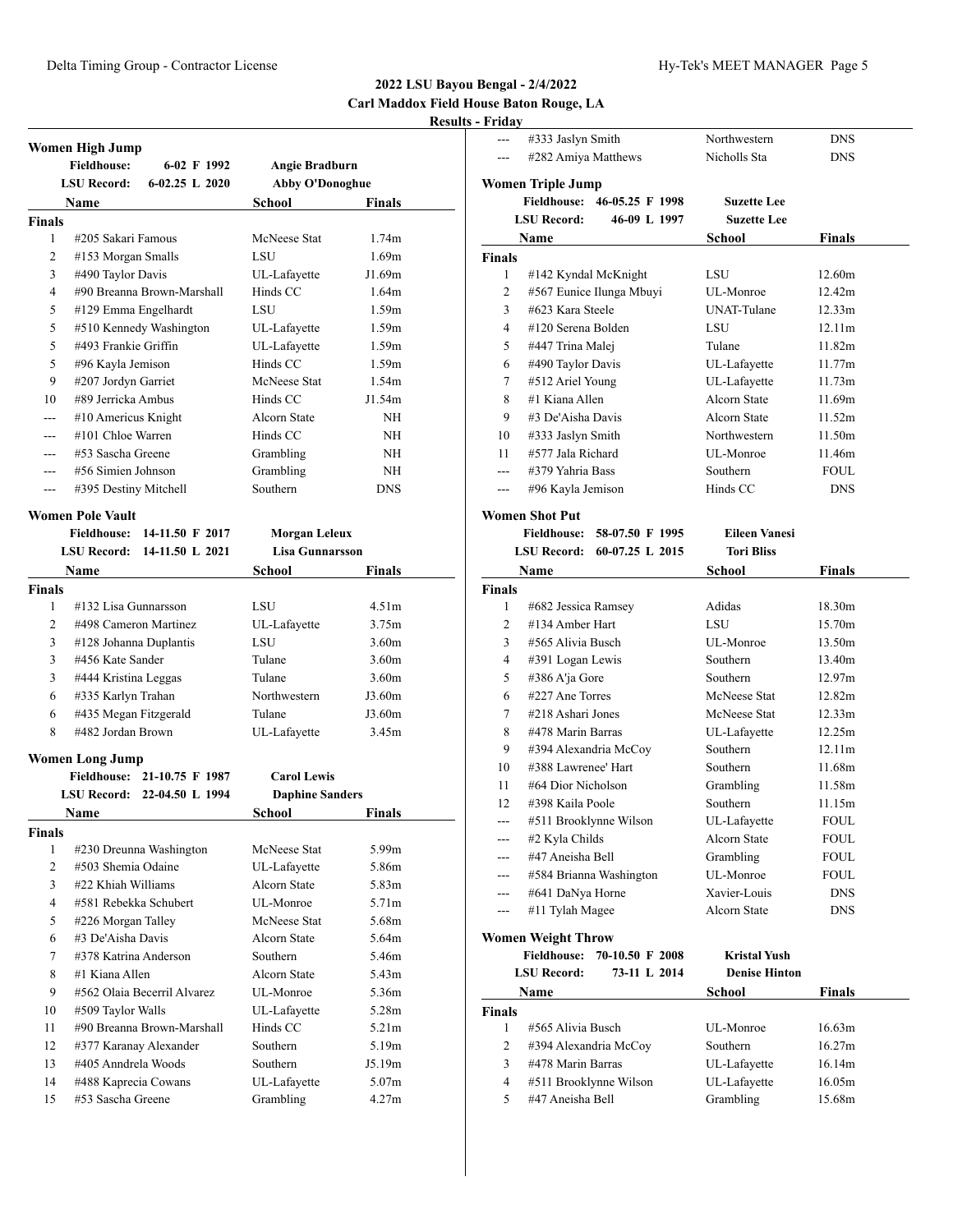## 2022 LSU Bayou Bengal - 2/4/2022

**Carl Maddox Field House Baton Rouge, LA**

**Results - Friday**

### Women High Jump

| | | | |
|---|---|---|---|
| **Fieldhouse:** | 6-02 F 1992 | Angie Bradburn | |
| **LSU Record:** | 6-02.25 L 2020 | Abby O'Donoghue | |

| | Name | School | Finals |
|---|---|---|---|
| **Finals** | | | |
| 1 | #205 Sakari Famous | McNeese Stat | 1.74m |
| 2 | #153 Morgan Smalls | LSU | 1.69m |
| 3 | #490 Taylor Davis | UL-Lafayette | J1.69m |
| 4 | #90 Breanna Brown-Marshall | Hinds CC | 1.64m |
| 5 | #129 Emma Engelhardt | LSU | 1.59m |
| 5 | #510 Kennedy Washington | UL-Lafayette | 1.59m |
| 5 | #493 Frankie Griffin | UL-Lafayette | 1.59m |
| 5 | #96 Kayla Jemison | Hinds CC | 1.59m |
| 9 | #207 Jordyn Garriet | McNeese Stat | 1.54m |
| 10 | #89 Jerricka Ambus | Hinds CC | J1.54m |
| --- | #10 Americus Knight | Alcorn State | NH |
| --- | #101 Chloe Warren | Hinds CC | NH |
| --- | #53 Sascha Greene | Grambling | NH |
| --- | #56 Simien Johnson | Grambling | NH |
| --- | #395 Destiny Mitchell | Southern | DNS |

### Women Pole Vault

| | | | |
|---|---|---|---|
| **Fieldhouse:** | 14-11.50 F 2017 | Morgan Leleux | |
| **LSU Record:** | 14-11.50 L 2021 | Lisa Gunnarsson | |

| | Name | School | Finals |
|---|---|---|---|
| **Finals** | | | |
| 1 | #132 Lisa Gunnarsson | LSU | 4.51m |
| 2 | #498 Cameron Martinez | UL-Lafayette | 3.75m |
| 3 | #128 Johanna Duplantis | LSU | 3.60m |
| 3 | #456 Kate Sander | Tulane | 3.60m |
| 3 | #444 Kristina Leggas | Tulane | 3.60m |
| 6 | #335 Karlyn Trahan | Northwestern | J3.60m |
| 6 | #435 Megan Fitzgerald | Tulane | J3.60m |
| 8 | #482 Jordan Brown | UL-Lafayette | 3.45m |

### Women Long Jump

| | | | |
|---|---|---|---|
| **Fieldhouse:** | 21-10.75 F 1987 | Carol Lewis | |
| **LSU Record:** | 22-04.50 L 1994 | Daphine Sanders | |

| | Name | School | Finals |
|---|---|---|---|
| **Finals** | | | |
| 1 | #230 Dreunna Washington | McNeese Stat | 5.99m |
| 2 | #503 Shemia Odaine | UL-Lafayette | 5.86m |
| 3 | #22 Khiah Williams | Alcorn State | 5.83m |
| 4 | #581 Rebekka Schubert | UL-Monroe | 5.71m |
| 5 | #226 Morgan Talley | McNeese Stat | 5.68m |
| 6 | #3 De'Aisha Davis | Alcorn State | 5.64m |
| 7 | #378 Katrina Anderson | Southern | 5.46m |
| 8 | #1 Kiana Allen | Alcorn State | 5.43m |
| 9 | #562 Olaia Becerril Alvarez | UL-Monroe | 5.36m |
| 10 | #509 Taylor Walls | UL-Lafayette | 5.28m |
| 11 | #90 Breanna Brown-Marshall | Hinds CC | 5.21m |
| 12 | #377 Karanay Alexander | Southern | 5.19m |
| 13 | #405 Anndrela Woods | Southern | J5.19m |
| 14 | #488 Kaprecia Cowans | UL-Lafayette | 5.07m |
| 15 | #53 Sascha Greene | Grambling | 4.27m |
| --- | #333 Jaslyn Smith | Northwestern | DNS |
| --- | #282 Amiya Matthews | Nicholls Sta | DNS |

### Women Triple Jump

| | | | |
|---|---|---|---|
| **Fieldhouse:** | 46-05.25 F 1998 | Suzette Lee | |
| **LSU Record:** | 46-09 L 1997 | Suzette Lee | |

| | Name | School | Finals |
|---|---|---|---|
| **Finals** | | | |
| 1 | #142 Kyndal McKnight | LSU | 12.60m |
| 2 | #567 Eunice Ilunga Mbuyi | UL-Monroe | 12.42m |
| 3 | #623 Kara Steele | UNAT-Tulane | 12.33m |
| 4 | #120 Serena Bolden | LSU | 12.11m |
| 5 | #447 Trina Malej | Tulane | 11.82m |
| 6 | #490 Taylor Davis | UL-Lafayette | 11.77m |
| 7 | #512 Ariel Young | UL-Lafayette | 11.73m |
| 8 | #1 Kiana Allen | Alcorn State | 11.69m |
| 9 | #3 De'Aisha Davis | Alcorn State | 11.52m |
| 10 | #333 Jaslyn Smith | Northwestern | 11.50m |
| 11 | #577 Jala Richard | UL-Monroe | 11.46m |
| --- | #379 Yahria Bass | Southern | FOUL |
| --- | #96 Kayla Jemison | Hinds CC | DNS |

### Women Shot Put

| | | | |
|---|---|---|---|
| **Fieldhouse:** | 58-07.50 F 1995 | Eileen Vanesi | |
| **LSU Record:** | 60-07.25 L 2015 | Tori Bliss | |

| | Name | School | Finals |
|---|---|---|---|
| **Finals** | | | |
| 1 | #682 Jessica Ramsey | Adidas | 18.30m |
| 2 | #134 Amber Hart | LSU | 15.70m |
| 3 | #565 Alivia Busch | UL-Monroe | 13.50m |
| 4 | #391 Logan Lewis | Southern | 13.40m |
| 5 | #386 A'ja Gore | Southern | 12.97m |
| 6 | #227 Ane Torres | McNeese Stat | 12.82m |
| 7 | #218 Ashari Jones | McNeese Stat | 12.33m |
| 8 | #478 Marin Barras | UL-Lafayette | 12.25m |
| 9 | #394 Alexandria McCoy | Southern | 12.11m |
| 10 | #388 Lawrenee' Hart | Southern | 11.68m |
| 11 | #64 Dior Nicholson | Grambling | 11.58m |
| 12 | #398 Kaila Poole | Southern | 11.15m |
| --- | #511 Brooklynne Wilson | UL-Lafayette | FOUL |
| --- | #2 Kyla Childs | Alcorn State | FOUL |
| --- | #47 Aneisha Bell | Grambling | FOUL |
| --- | #584 Brianna Washington | UL-Monroe | FOUL |
| --- | #641 DaNya Horne | Xavier-Louis | DNS |
| --- | #11 Tylah Magee | Alcorn State | DNS |

### Women Weight Throw

| | | | |
|---|---|---|---|
| **Fieldhouse:** | 70-10.50 F 2008 | Kristal Yush | |
| **LSU Record:** | 73-11 L 2014 | Denise Hinton | |

| | Name | School | Finals |
|---|---|---|---|
| **Finals** | | | |
| 1 | #565 Alivia Busch | UL-Monroe | 16.63m |
| 2 | #394 Alexandria McCoy | Southern | 16.27m |
| 3 | #478 Marin Barras | UL-Lafayette | 16.14m |
| 4 | #511 Brooklynne Wilson | UL-Lafayette | 16.05m |
| 5 | #47 Aneisha Bell | Grambling | 15.68m |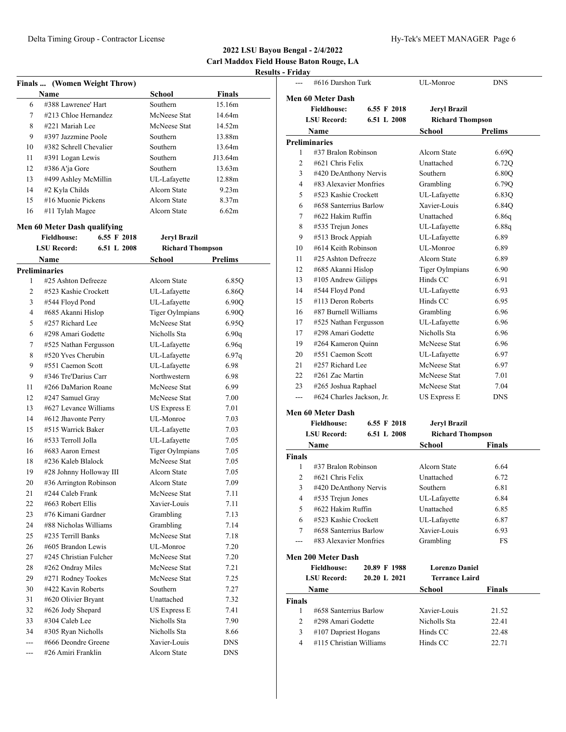**2022 LSU Bayou Bengal - 2/4/2022**
**Carl Maddox Field House Baton Rouge, LA**
**Results - Friday**

### Finals ... (Women Weight Throw)

| | Name | School | Finals |
|---|---|---|---|
| 6 | #388 Lawrenee' Hart | Southern | 15.16m |
| 7 | #213 Chloe Hernandez | McNeese Stat | 14.64m |
| 8 | #221 Mariah Lee | McNeese Stat | 14.52m |
| 9 | #397 Jazzmine Poole | Southern | 13.88m |
| 10 | #382 Schrell Chevalier | Southern | 13.64m |
| 11 | #391 Logan Lewis | Southern | J13.64m |
| 12 | #386 A'ja Gore | Southern | 13.63m |
| 13 | #499 Ashley McMillin | UL-Lafayette | 12.88m |
| 14 | #2 Kyla Childs | Alcorn State | 9.23m |
| 15 | #16 Muonie Pickens | Alcorn State | 8.37m |
| 16 | #11 Tylah Magee | Alcorn State | 6.62m |

### Men 60 Meter Dash qualifying

**Fieldhouse:** 6.55 F 2018 **Jeryl Brazil**
**LSU Record:** 6.51 L 2008 **Richard Thompson**

| | Name | School | Prelims |
|---|---|---|---|
| **Preliminaries** | | | |
| 1 | #25 Ashton Defreeze | Alcorn State | 6.85Q |
| 2 | #523 Kashie Crockett | UL-Lafayette | 6.86Q |
| 3 | #544 Floyd Pond | UL-Lafayette | 6.90Q |
| 4 | #685 Akanni Hislop | Tiger Oylmpians | 6.90Q |
| 5 | #257 Richard Lee | McNeese Stat | 6.95Q |
| 6 | #298 Amari Godette | Nicholls Sta | 6.90q |
| 7 | #525 Nathan Fergusson | UL-Lafayette | 6.96q |
| 8 | #520 Yves Cherubin | UL-Lafayette | 6.97q |
| 9 | #551 Caemon Scott | UL-Lafayette | 6.98 |
| 9 | #346 Tre'Darius Carr | Northwestern | 6.98 |
| 11 | #266 DaMarion Roane | McNeese Stat | 6.99 |
| 12 | #247 Samuel Gray | McNeese Stat | 7.00 |
| 13 | #627 Levance Williams | US Express E | 7.01 |
| 14 | #612 Jhavonte Perry | UL-Monroe | 7.03 |
| 15 | #515 Warrick Baker | UL-Lafayette | 7.03 |
| 16 | #533 Terroll Jolla | UL-Lafayette | 7.05 |
| 16 | #683 Aaron Ernest | Tiger Oylmpians | 7.05 |
| 18 | #236 Kaleb Blalock | McNeese Stat | 7.05 |
| 19 | #28 Johnny Holloway III | Alcorn State | 7.05 |
| 20 | #36 Arrington Robinson | Alcorn State | 7.09 |
| 21 | #244 Caleb Frank | McNeese Stat | 7.11 |
| 22 | #663 Robert Ellis | Xavier-Louis | 7.11 |
| 23 | #76 Kimani Gardner | Grambling | 7.13 |
| 24 | #88 Nicholas Williams | Grambling | 7.14 |
| 25 | #235 Terrill Banks | McNeese Stat | 7.18 |
| 26 | #605 Brandon Lewis | UL-Monroe | 7.20 |
| 27 | #245 Christian Fulcher | McNeese Stat | 7.20 |
| 28 | #262 Ondray Miles | McNeese Stat | 7.21 |
| 29 | #271 Rodney Tookes | McNeese Stat | 7.25 |
| 30 | #422 Kavin Roberts | Southern | 7.27 |
| 31 | #620 Olivier Bryant | Unattached | 7.32 |
| 32 | #626 Jody Shepard | US Express E | 7.41 |
| 33 | #304 Caleb Lee | Nicholls Sta | 7.90 |
| 34 | #305 Ryan Nicholls | Nicholls Sta | 8.66 |
| --- | #666 Deondre Greene | Xavier-Louis | DNS |
| --- | #26 Amiri Franklin | Alcorn State | DNS |
| --- | #616 Darshon Turk | UL-Monroe | DNS |

### Men 60 Meter Dash

**Fieldhouse:** 6.55 F 2018 **Jeryl Brazil**
**LSU Record:** 6.51 L 2008 **Richard Thompson**

| | Name | School | Prelims |
|---|---|---|---|
| **Preliminaries** | | | |
| 1 | #37 Bralon Robinson | Alcorn State | 6.69Q |
| 2 | #621 Chris Felix | Unattached | 6.72Q |
| 3 | #420 DeAnthony Nervis | Southern | 6.80Q |
| 4 | #83 Alexavier Monfries | Grambling | 6.79Q |
| 5 | #523 Kashie Crockett | UL-Lafayette | 6.83Q |
| 6 | #658 Santerrius Barlow | Xavier-Louis | 6.84Q |
| 7 | #622 Hakim Ruffin | Unattached | 6.86q |
| 8 | #535 Trejun Jones | UL-Lafayette | 6.88q |
| 9 | #513 Brock Appiah | UL-Lafayette | 6.89 |
| 10 | #614 Keith Robinson | UL-Monroe | 6.89 |
| 11 | #25 Ashton Defreeze | Alcorn State | 6.89 |
| 12 | #685 Akanni Hislop | Tiger Oylmpians | 6.90 |
| 13 | #105 Andrew Gilipps | Hinds CC | 6.91 |
| 14 | #544 Floyd Pond | UL-Lafayette | 6.93 |
| 15 | #113 Deron Roberts | Hinds CC | 6.95 |
| 16 | #87 Burnell Williams | Grambling | 6.96 |
| 17 | #525 Nathan Fergusson | UL-Lafayette | 6.96 |
| 17 | #298 Amari Godette | Nicholls Sta | 6.96 |
| 19 | #264 Kameron Quinn | McNeese Stat | 6.96 |
| 20 | #551 Caemon Scott | UL-Lafayette | 6.97 |
| 21 | #257 Richard Lee | McNeese Stat | 6.97 |
| 22 | #261 Zac Martin | McNeese Stat | 7.01 |
| 23 | #265 Joshua Raphael | McNeese Stat | 7.04 |
| --- | #624 Charles Jackson, Jr. | US Express E | DNS |

### Men 60 Meter Dash

**Fieldhouse:** 6.55 F 2018 **Jeryl Brazil**
**LSU Record:** 6.51 L 2008 **Richard Thompson**

| | Name | School | Finals |
|---|---|---|---|
| **Finals** | | | |
| 1 | #37 Bralon Robinson | Alcorn State | 6.64 |
| 2 | #621 Chris Felix | Unattached | 6.72 |
| 3 | #420 DeAnthony Nervis | Southern | 6.81 |
| 4 | #535 Trejun Jones | UL-Lafayette | 6.84 |
| 5 | #622 Hakim Ruffin | Unattached | 6.85 |
| 6 | #523 Kashie Crockett | UL-Lafayette | 6.87 |
| 7 | #658 Santerrius Barlow | Xavier-Louis | 6.93 |
| --- | #83 Alexavier Monfries | Grambling | FS |

### Men 200 Meter Dash

**Fieldhouse:** 20.89 F 1988 **Lorenzo Daniel**
**LSU Record:** 20.20 L 2021 **Terrance Laird**

| | Name | School | Finals |
|---|---|---|---|
| **Finals** | | | |
| 1 | #658 Santerrius Barlow | Xavier-Louis | 21.52 |
| 2 | #298 Amari Godette | Nicholls Sta | 22.41 |
| 3 | #107 Dapriest Hogans | Hinds CC | 22.48 |
| 4 | #115 Christian Williams | Hinds CC | 22.71 |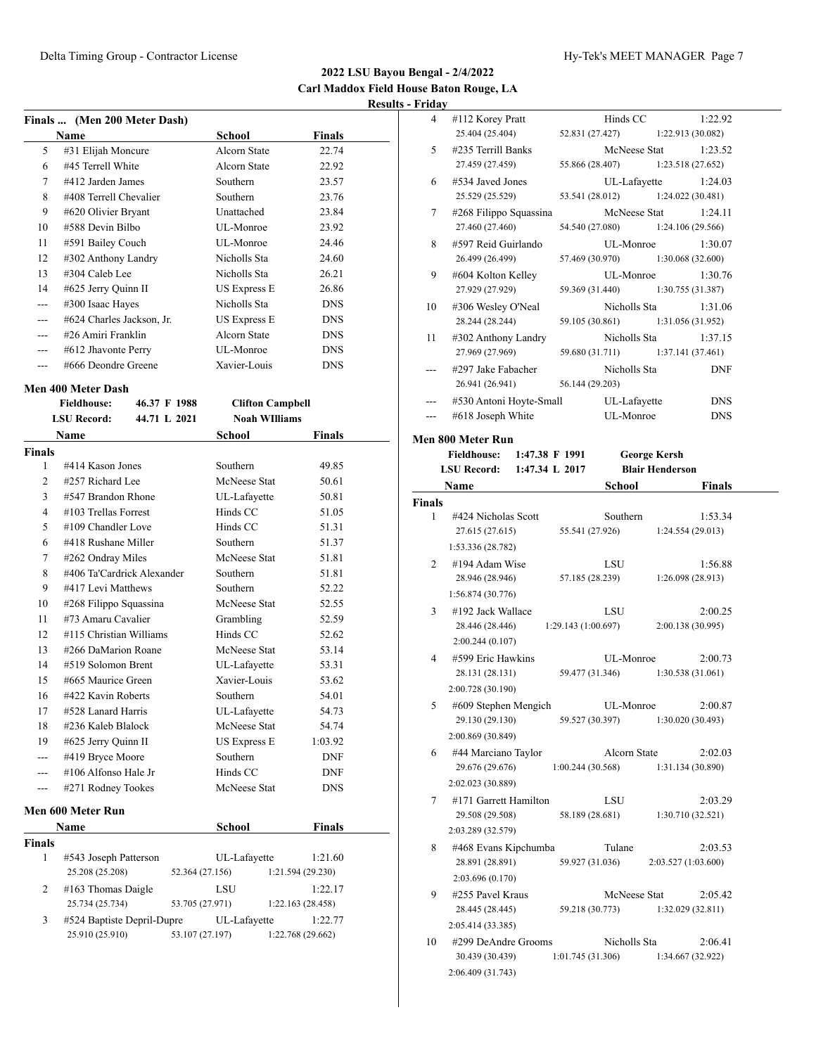# 2022 LSU Bayou Bengal - 2/4/2022

**Carl Maddox Field House Baton Rouge, LA**

**Results - Friday**

## Finals ... (Men 200 Meter Dash)

| | Name | School | Finals |
|---|---|---|---|
| 5 | #31 Elijah Moncure | Alcorn State | 22.74 |
| 6 | #45 Terrell White | Alcorn State | 22.92 |
| 7 | #412 Jarden James | Southern | 23.57 |
| 8 | #408 Terrell Chevalier | Southern | 23.76 |
| 9 | #620 Olivier Bryant | Unattached | 23.84 |
| 10 | #588 Devin Bilbo | UL-Monroe | 23.92 |
| 11 | #591 Bailey Couch | UL-Monroe | 24.46 |
| 12 | #302 Anthony Landry | Nicholls Sta | 24.60 |
| 13 | #304 Caleb Lee | Nicholls Sta | 26.21 |
| 14 | #625 Jerry Quinn II | US Express E | 26.86 |
| --- | #300 Isaac Hayes | Nicholls Sta | DNS |
| --- | #624 Charles Jackson, Jr. | US Express E | DNS |
| --- | #26 Amiri Franklin | Alcorn State | DNS |
| --- | #612 Jhavonte Perry | UL-Monroe | DNS |
| --- | #666 Deondre Greene | Xavier-Louis | DNS |

## Men 400 Meter Dash

**Fieldhouse:** 46.37 F 1988 **Clifton Campbell**
**LSU Record:** 44.71 L 2021 **Noah WIlliams**

| | Name | School | Finals |
|---|---|---|---|
| **Finals** | | | |
| 1 | #414 Kason Jones | Southern | 49.85 |
| 2 | #257 Richard Lee | McNeese Stat | 50.61 |
| 3 | #547 Brandon Rhone | UL-Lafayette | 50.81 |
| 4 | #103 Trellas Forrest | Hinds CC | 51.05 |
| 5 | #109 Chandler Love | Hinds CC | 51.31 |
| 6 | #418 Rushane Miller | Southern | 51.37 |
| 7 | #262 Ondray Miles | McNeese Stat | 51.81 |
| 8 | #406 Ta'Cardrick Alexander | Southern | 51.81 |
| 9 | #417 Levi Matthews | Southern | 52.22 |
| 10 | #268 Filippo Squassina | McNeese Stat | 52.55 |
| 11 | #73 Amaru Cavalier | Grambling | 52.59 |
| 12 | #115 Christian Williams | Hinds CC | 52.62 |
| 13 | #266 DaMarion Roane | McNeese Stat | 53.14 |
| 14 | #519 Solomon Brent | UL-Lafayette | 53.31 |
| 15 | #665 Maurice Green | Xavier-Louis | 53.62 |
| 16 | #422 Kavin Roberts | Southern | 54.01 |
| 17 | #528 Lanard Harris | UL-Lafayette | 54.73 |
| 18 | #236 Kaleb Blalock | McNeese Stat | 54.74 |
| 19 | #625 Jerry Quinn II | US Express E | 1:03.92 |
| --- | #419 Bryce Moore | Southern | DNF |
| --- | #106 Alfonso Hale Jr | Hinds CC | DNF |
| --- | #271 Rodney Tookes | McNeese Stat | DNS |

## Men 600 Meter Run

| | Name | School | Finals |
|---|---|---|---|
| **Finals** | | | |
| 1 | #543 Joseph Patterson | UL-Lafayette | 1:21.60 |
| | 25.208 (25.208) | 52.364 (27.156) | 1:21.594 (29.230) |
| 2 | #163 Thomas Daigle | LSU | 1:22.17 |
| | 25.734 (25.734) | 53.705 (27.971) | 1:22.163 (28.458) |
| 3 | #524 Baptiste Depril-Dupre | UL-Lafayette | 1:22.77 |
| | 25.910 (25.910) | 53.107 (27.197) | 1:22.768 (29.662) |
| 4 | #112 Korey Pratt | Hinds CC | 1:22.92 |
| | 25.404 (25.404) | 52.831 (27.427) | 1:22.913 (30.082) |
| 5 | #235 Terrill Banks | McNeese Stat | 1:23.52 |
| | 27.459 (27.459) | 55.866 (28.407) | 1:23.518 (27.652) |
| 6 | #534 Javed Jones | UL-Lafayette | 1:24.03 |
| | 25.529 (25.529) | 53.541 (28.012) | 1:24.022 (30.481) |
| 7 | #268 Filippo Squassina | McNeese Stat | 1:24.11 |
| | 27.460 (27.460) | 54.540 (27.080) | 1:24.106 (29.566) |
| 8 | #597 Reid Guirlando | UL-Monroe | 1:30.07 |
| | 26.499 (26.499) | 57.469 (30.970) | 1:30.068 (32.600) |
| 9 | #604 Kolton Kelley | UL-Monroe | 1:30.76 |
| | 27.929 (27.929) | 59.369 (31.440) | 1:30.755 (31.387) |
| 10 | #306 Wesley O'Neal | Nicholls Sta | 1:31.06 |
| | 28.244 (28.244) | 59.105 (30.861) | 1:31.056 (31.952) |
| 11 | #302 Anthony Landry | Nicholls Sta | 1:37.15 |
| | 27.969 (27.969) | 59.680 (31.711) | 1:37.141 (37.461) |
| --- | #297 Jake Fabacher | Nicholls Sta | DNF |
| | 26.941 (26.941) | 56.144 (29.203) | |
| --- | #530 Antoni Hoyte-Small | UL-Lafayette | DNS |
| --- | #618 Joseph White | UL-Monroe | DNS |

## Men 800 Meter Run

**Fieldhouse:** 1:47.38 F 1991 **George Kersh**
**LSU Record:** 1:47.34 L 2017 **Blair Henderson**

| | Name | School | Finals |
|---|---|---|---|
| **Finals** | | | |
| 1 | #424 Nicholas Scott | Southern | 1:53.34 |
| | 27.615 (27.615) | 55.541 (27.926) | 1:24.554 (29.013) |
| | 1:53.336 (28.782) | | |
| 2 | #194 Adam Wise | LSU | 1:56.88 |
| | 28.946 (28.946) | 57.185 (28.239) | 1:26.098 (28.913) |
| | 1:56.874 (30.776) | | |
| 3 | #192 Jack Wallace | LSU | 2:00.25 |
| | 28.446 (28.446) | 1:29.143 (1:00.697) | 2:00.138 (30.995) |
| | 2:00.244 (0.107) | | |
| 4 | #599 Eric Hawkins | UL-Monroe | 2:00.73 |
| | 28.131 (28.131) | 59.477 (31.346) | 1:30.538 (31.061) |
| | 2:00.728 (30.190) | | |
| 5 | #609 Stephen Mengich | UL-Monroe | 2:00.87 |
| | 29.130 (29.130) | 59.527 (30.397) | 1:30.020 (30.493) |
| | 2:00.869 (30.849) | | |
| 6 | #44 Marciano Taylor | Alcorn State | 2:02.03 |
| | 29.676 (29.676) | 1:00.244 (30.568) | 1:31.134 (30.890) |
| | 2:02.023 (30.889) | | |
| 7 | #171 Garrett Hamilton | LSU | 2:03.29 |
| | 29.508 (29.508) | 58.189 (28.681) | 1:30.710 (32.521) |
| | 2:03.289 (32.579) | | |
| 8 | #468 Evans Kipchumba | Tulane | 2:03.53 |
| | 28.891 (28.891) | 59.927 (31.036) | 2:03.527 (1:03.600) |
| | 2:03.696 (0.170) | | |
| 9 | #255 Pavel Kraus | McNeese Stat | 2:05.42 |
| | 28.445 (28.445) | 59.218 (30.773) | 1:32.029 (32.811) |
| | 2:05.414 (33.385) | | |
| 10 | #299 DeAndre Grooms | Nicholls Sta | 2:06.41 |
| | 30.439 (30.439) | 1:01.745 (31.306) | 1:34.667 (32.922) |
| | 2:06.409 (31.743) | | |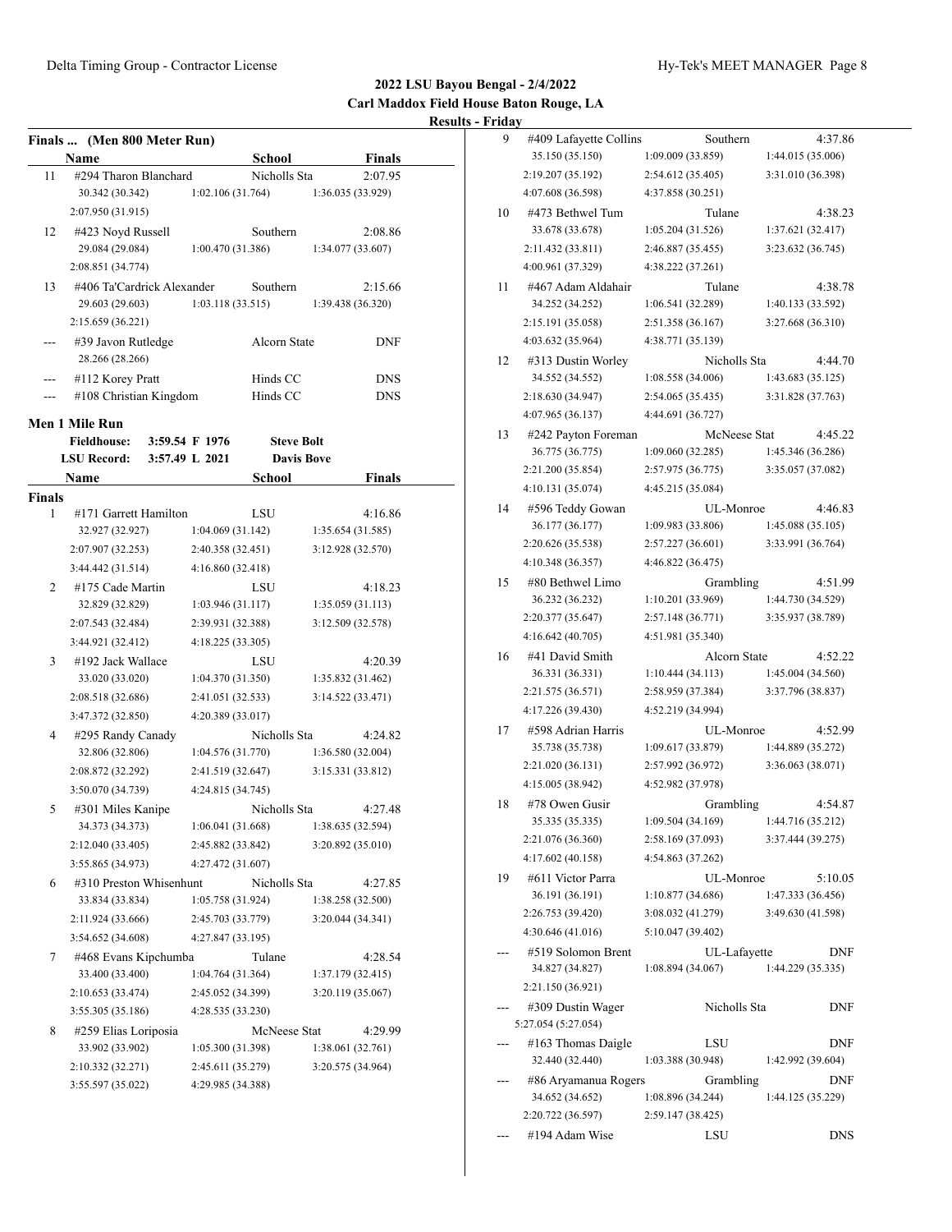**2022 LSU Bayou Bengal - 2/4/2022**
**Carl Maddox Field House Baton Rouge, LA**
**Results - Friday**

### Finals ... (Men 800 Meter Run)

| | Name | School | Finals |
|---|---|---|---|
| 11 | #294 Tharon Blanchard | Nicholls Sta | 2:07.95 |
| | 30.342 (30.342) 1:02.106 (31.764) 1:36.035 (33.929) 2:07.950 (31.915) | | |
| 12 | #423 Noyd Russell | Southern | 2:08.86 |
| | 29.084 (29.084) 1:00.470 (31.386) 1:34.077 (33.607) 2:08.851 (34.774) | | |
| 13 | #406 Ta'Cardrick Alexander | Southern | 2:15.66 |
| | 29.603 (29.603) 1:03.118 (33.515) 1:39.438 (36.320) 2:15.659 (36.221) | | |
| --- | #39 Javon Rutledge | Alcorn State | DNF |
| | 28.266 (28.266) | | |
| --- | #112 Korey Pratt | Hinds CC | DNS |
| --- | #108 Christian Kingdom | Hinds CC | DNS |

### Men 1 Mile Run

Fieldhouse: 3:59.54 F 1976 Steve Bolt
LSU Record: 3:57.49 L 2021 Davis Bove

**Finals**

| | Name | School | Finals |
|---|---|---|---|
| 1 | #171 Garrett Hamilton | LSU | 4:16.86 |
| | 32.927 (32.927) 1:04.069 (31.142) 1:35.654 (31.585) 2:07.907 (32.253) 2:40.358 (32.451) 3:12.928 (32.570) 3:44.442 (31.514) 4:16.860 (32.418) | | |
| 2 | #175 Cade Martin | LSU | 4:18.23 |
| | 32.829 (32.829) 1:03.946 (31.117) 1:35.059 (31.113) 2:07.543 (32.484) 2:39.931 (32.388) 3:12.509 (32.578) 3:44.921 (32.412) 4:18.225 (33.305) | | |
| 3 | #192 Jack Wallace | LSU | 4:20.39 |
| | 33.020 (33.020) 1:04.370 (31.350) 1:35.832 (31.462) 2:08.518 (32.686) 2:41.051 (32.533) 3:14.522 (33.471) 3:47.372 (32.850) 4:20.389 (33.017) | | |
| 4 | #295 Randy Canady | Nicholls Sta | 4:24.82 |
| | 32.806 (32.806) 1:04.576 (31.770) 1:36.580 (32.004) 2:08.872 (32.292) 2:41.519 (32.647) 3:15.331 (33.812) 3:50.070 (34.739) 4:24.815 (34.745) | | |
| 5 | #301 Miles Kanipe | Nicholls Sta | 4:27.48 |
| | 34.373 (34.373) 1:06.041 (31.668) 1:38.635 (32.594) 2:12.040 (33.405) 2:45.882 (33.842) 3:20.892 (35.010) 3:55.865 (34.973) 4:27.472 (31.607) | | |
| 6 | #310 Preston Whisenhunt | Nicholls Sta | 4:27.85 |
| | 33.834 (33.834) 1:05.758 (31.924) 1:38.258 (32.500) 2:11.924 (33.666) 2:45.703 (33.779) 3:20.044 (34.341) 3:54.652 (34.608) 4:27.847 (33.195) | | |
| 7 | #468 Evans Kipchumba | Tulane | 4:28.54 |
| | 33.400 (33.400) 1:04.764 (31.364) 1:37.179 (32.415) 2:10.653 (33.474) 2:45.052 (34.399) 3:20.119 (35.067) 3:55.305 (35.186) 4:28.535 (33.230) | | |
| 8 | #259 Elias Loriposia | McNeese Stat | 4:29.99 |
| | 33.902 (33.902) 1:05.300 (31.398) 1:38.061 (32.761) 2:10.332 (32.271) 2:45.611 (35.279) 3:20.575 (34.964) 3:55.597 (35.022) 4:29.985 (34.388) | | |
| 9 | #409 Lafayette Collins | Southern | 4:37.86 |
| | 35.150 (35.150) 1:09.009 (33.859) 1:44.015 (35.006) 2:19.207 (35.192) 2:54.612 (35.405) 3:31.010 (36.398) 4:07.608 (36.598) 4:37.858 (30.251) | | |
| 10 | #473 Bethwel Tum | Tulane | 4:38.23 |
| | 33.678 (33.678) 1:05.204 (31.526) 1:37.621 (32.417) 2:11.432 (33.811) 2:46.887 (35.455) 3:23.632 (36.745) 4:00.961 (37.329) 4:38.222 (37.261) | | |
| 11 | #467 Adam Aldahair | Tulane | 4:38.78 |
| | 34.252 (34.252) 1:06.541 (32.289) 1:40.133 (33.592) 2:15.191 (35.058) 2:51.358 (36.167) 3:27.668 (36.310) 4:03.632 (35.964) 4:38.771 (35.139) | | |
| 12 | #313 Dustin Worley | Nicholls Sta | 4:44.70 |
| | 34.552 (34.552) 1:08.558 (34.006) 1:43.683 (35.125) 2:18.630 (34.947) 2:54.065 (35.435) 3:31.828 (37.763) 4:07.965 (36.137) 4:44.691 (36.727) | | |
| 13 | #242 Payton Foreman | McNeese Stat | 4:45.22 |
| | 36.775 (36.775) 1:09.060 (32.285) 1:45.346 (36.286) 2:21.200 (35.854) 2:57.975 (36.775) 3:35.057 (37.082) 4:10.131 (35.074) 4:45.215 (35.084) | | |
| 14 | #596 Teddy Gowan | UL-Monroe | 4:46.83 |
| | 36.177 (36.177) 1:09.983 (33.806) 1:45.088 (35.105) 2:20.626 (35.538) 2:57.227 (36.601) 3:33.991 (36.764) 4:10.348 (36.357) 4:46.822 (36.475) | | |
| 15 | #80 Bethwel Limo | Grambling | 4:51.99 |
| | 36.232 (36.232) 1:10.201 (33.969) 1:44.730 (34.529) 2:20.377 (35.647) 2:57.148 (36.771) 3:35.937 (38.789) 4:16.642 (40.705) 4:51.981 (35.340) | | |
| 16 | #41 David Smith | Alcorn State | 4:52.22 |
| | 36.331 (36.331) 1:10.444 (34.113) 1:45.004 (34.560) 2:21.575 (36.571) 2:58.959 (37.384) 3:37.796 (38.837) 4:17.226 (39.430) 4:52.219 (34.994) | | |
| 17 | #598 Adrian Harris | UL-Monroe | 4:52.99 |
| | 35.738 (35.738) 1:09.617 (33.879) 1:44.889 (35.272) 2:21.020 (36.131) 2:57.992 (36.972) 3:36.063 (38.071) 4:15.005 (38.942) 4:52.982 (37.978) | | |
| 18 | #78 Owen Gusir | Grambling | 4:54.87 |
| | 35.335 (35.335) 1:09.504 (34.169) 1:44.716 (35.212) 2:21.076 (36.360) 2:58.169 (37.093) 3:37.444 (39.275) 4:17.602 (40.158) 4:54.863 (37.262) | | |
| 19 | #611 Victor Parra | UL-Monroe | 5:10.05 |
| | 36.191 (36.191) 1:10.877 (34.686) 1:47.333 (36.456) 2:26.753 (39.420) 3:08.032 (41.279) 3:49.630 (41.598) 4:30.646 (41.016) 5:10.047 (39.402) | | |
| --- | #519 Solomon Brent | UL-Lafayette | DNF |
| | 34.827 (34.827) 1:08.894 (34.067) 1:44.229 (35.335) 2:21.150 (36.921) | | |
| --- | #309 Dustin Wager | Nicholls Sta | DNF |
| | 5:27.054 (5:27.054) | | |
| --- | #163 Thomas Daigle | LSU | DNF |
| | 32.440 (32.440) 1:03.388 (30.948) 1:42.992 (39.604) | | |
| --- | #86 Aryamanua Rogers | Grambling | DNF |
| | 34.652 (34.652) 1:08.896 (34.244) 1:44.125 (35.229) 2:20.722 (36.597) 2:59.147 (38.425) | | |
| --- | #194 Adam Wise | LSU | DNS |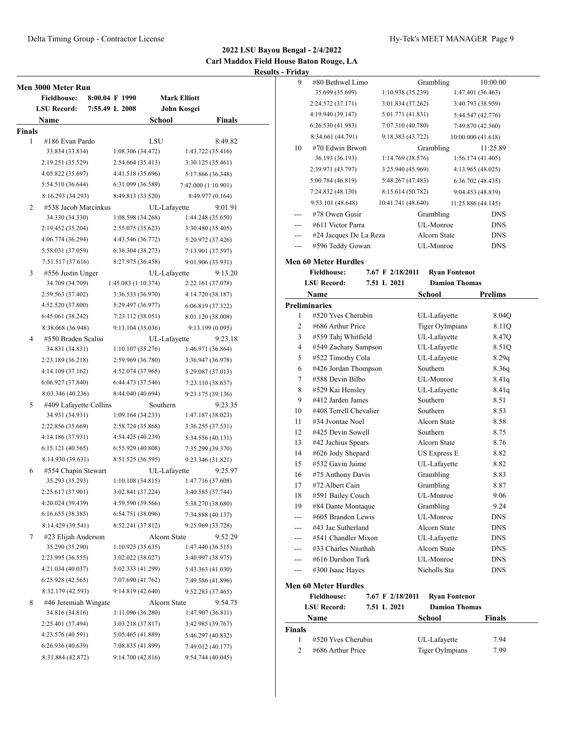## 2022 LSU Bayou Bengal - 2/4/2022

**Carl Maddox Field House Baton Rouge, LA**

**Results - Friday**

### Men 3000 Meter Run

| | | | |
|---|---|---|---|
| **Fieldhouse:** | 8:00.04 F 1990 | Mark Elliott | |
| **LSU Record:** | 7:55.49 L 2008 | John Kosgei | |

| Place | Name | School | Finals |
|---|---|---|---|
| **Finals** | | | |
| 1 | #186 Evan Pardo | LSU | 8:49.82 |
| | 33.834 (33.834) · 1:08.306 (34.472) · 1:43.722 (35.416) · 2:19.251 (35.529) · 2:54.664 (35.413) · 3:30.125 (35.461) · 4:05.822 (35.697) · 4:41.518 (35.696) · 5:17.866 (36.348) · 5:54.510 (36.644) · 6:31.099 (36.589) · 7:42.000 (1:10.901) · 8:16.293 (34.293) · 8:49.813 (33.520) · 8:49.977 (0.164) | | |
| 2 | #538 Jacob Marcinkus | UL-Lafayette | 9:01.91 |
| | 34.330 (34.330) · 1:08.598 (34.268) · 1:44.248 (35.650) · 2:19.452 (35.204) · 2:55.075 (35.623) · 3:30.480 (35.405) · 4:06.774 (36.294) · 4:43.546 (36.772) · 5:20.972 (37.426) · 5:58.031 (37.059) · 6:36.304 (38.273) · 7:13.901 (37.597) · 7:51.517 (37.616) · 8:27.975 (36.458) · 9:01.906 (33.931) | | |
| 3 | #556 Justin Unger | UL-Lafayette | 9:13.20 |
| | 34.709 (34.709) · 1:45.083 (1:10.374) · 2:22.161 (37.078) · 2:59.563 (37.402) · 3:36.533 (36.970) · 4:14.720 (38.187) · 4:52.520 (37.800) · 5:29.497 (36.977) · 6:06.819 (37.322) · 6:45.061 (38.242) · 7:23.112 (38.051) · 8:01.120 (38.008) · 8:38.068 (36.948) · 9:13.104 (35.036) · 9:13.199 (0.095) | | |
| 4 | #550 Braden Scalisi | UL-Lafayette | 9:23.18 |
| | 34.831 (34.831) · 1:10.107 (35.276) · 1:46.971 (36.864) · 2:23.189 (36.218) · 2:59.969 (36.780) · 3:36.947 (36.978) · 4:14.109 (37.162) · 4:52.074 (37.965) · 5:29.087 (37.013) · 6:06.927 (37.840) · 6:44.473 (37.546) · 7:23.110 (38.637) · 8:03.346 (40.236) · 8:44.040 (40.694) · 9:23.175 (39.136) | | |
| 5 | #409 Lafayette Collins | Southern | 9:23.35 |
| | 34.931 (34.931) · 1:09.164 (34.233) · 1:47.187 (38.023) · 2:22.856 (35.669) · 2:58.724 (35.868) · 3:36.255 (37.531) · 4:14.186 (37.931) · 4:54.425 (40.239) · 5:34.556 (40.131) · 6:15.121 (40.565) · 6:55.929 (40.808) · 7:35.299 (39.370) · 8:14.930 (39.631) · 8:51.525 (36.595) · 9:23.346 (31.821) | | |
| 6 | #554 Chapin Stewart | UL-Lafayette | 9:25.97 |
| | 35.293 (35.293) · 1:10.108 (34.815) · 1:47.716 (37.608) · 2:25.617 (37.901) · 3:02.841 (37.224) · 3:40.585 (37.744) · 4:20.024 (39.439) · 4:59.590 (39.566) · 5:38.270 (38.680) · 6:16.655 (38.385) · 6:54.751 (38.096) · 7:34.888 (40.137) · 8:14.429 (39.541) · 8:52.241 (37.812) · 9:25.969 (33.728) | | |
| 7 | #23 Elijah Anderson | Alcorn State | 9:52.29 |
| | 35.290 (35.290) · 1:10.925 (35.635) · 1:47.440 (36.515) · 2:23.995 (36.555) · 3:02.022 (38.027) · 3:40.997 (38.975) · 4:21.034 (40.037) · 5:02.333 (41.299) · 5:43.363 (41.030) · 6:25.928 (42.565) · 7:07.690 (41.762) · 7:49.586 (41.896) · 8:32.179 (42.593) · 9:14.819 (42.640) · 9:52.283 (37.465) | | |
| 8 | #46 Jeremiah Wingate | Alcorn State | 9:54.75 |
| | 34.816 (34.816) · 1:11.096 (36.280) · 1:47.907 (36.811) · 2:25.401 (37.494) · 3:03.218 (37.817) · 3:42.985 (39.767) · 4:23.576 (40.591) · 5:05.465 (41.889) · 5:46.297 (40.832) · 6:26.936 (40.639) · 7:08.835 (41.899) · 7:49.012 (40.177) · 8:31.884 (42.872) · 9:14.700 (42.816) · 9:54.744 (40.045) | | |
| 9 | #80 Bethwel Limo | Grambling | 10:00.00 |
| | 35.699 (35.699) · 1:10.938 (35.239) · 1:47.401 (36.463) · 2:24.572 (37.171) · 3:01.834 (37.262) · 3:40.793 (38.959) · 4:19.940 (39.147) · 5:01.771 (41.831) · 5:44.547 (42.776) · 6:26.530 (41.983) · 7:07.310 (40.780) · 7:49.870 (42.560) · 8:34.661 (44.791) · 9:18.383 (43.722) · 10:00.000 (41.618) | | |
| 10 | #70 Edwin Biwott | Grambling | 11:25.89 |
| | 36.193 (36.193) · 1:14.769 (38.576) · 1:56.174 (41.405) · 2:39.971 (43.797) · 3:25.940 (45.969) · 4:13.965 (48.025) · 5:00.784 (46.819) · 5:48.267 (47.483) · 6:36.702 (48.435) · 7:24.832 (48.130) · 8:15.614 (50.782) · 9:04.453 (48.839) · 9:53.101 (48.648) · 10:41.741 (48.640) · 11:25.886 (44.145) | | |
| --- | #78 Owen Gusir | Grambling | DNS |
| --- | #611 Victor Parra | UL-Monroe | DNS |
| --- | #24 Jacques De La Reza | Alcorn State | DNS |
| --- | #596 Teddy Gowan | UL-Monroe | DNS |

### Men 60 Meter Hurdles

| | | | |
|---|---|---|---|
| **Fieldhouse:** | 7.67 F 2/18/2011 | Ryan Fontenot | |
| **LSU Record:** | 7.51 L 2021 | Damion Thomas | |

| Place | Name | School | Prelims |
|---|---|---|---|
| **Preliminaries** | | | |
| 1 | #520 Yves Cherubin | UL-Lafayette | 8.04Q |
| 2 | #686 Arthur Price | Tiger Oylmpians | 8.11Q |
| 3 | #559 Tahj Whitfield | UL-Lafayette | 8.47Q |
| 4 | #549 Zachary Sampson | UL-Lafayette | 8.51Q |
| 5 | #522 Timothy Cola | UL-Lafayette | 8.29q |
| 6 | #426 Jordan Thompson | Southern | 8.36q |
| 7 | #588 Devin Bilbo | UL-Monroe | 8.41q |
| 8 | #529 Kai Hensley | UL-Lafayette | 8.41q |
| 9 | #412 Jarden James | Southern | 8.51 |
| 10 | #408 Terrell Chevalier | Southern | 8.53 |
| 11 | #34 Jvontae Noel | Alcorn State | 8.58 |
| 12 | #425 Devin Sowell | Southern | 8.75 |
| 13 | #42 Jachius Spears | Alcorn State | 8.76 |
| 14 | #626 Jody Shepard | US Express E | 8.82 |
| 15 | #532 Gavin Jaime | UL-Lafayette | 8.82 |
| 16 | #75 Anthony Davis | Grambling | 8.83 |
| 17 | #72 Albert Cain | Grambling | 8.87 |
| 18 | #591 Bailey Couch | UL-Monroe | 9.06 |
| 19 | #84 Dante Montaque | Grambling | 9.24 |
| --- | #605 Brandon Lewis | UL-Monroe | DNS |
| --- | #43 Jae Sutherland | Alcorn State | DNS |
| --- | #541 Chandler Mixon | UL-Lafayette | DNS |
| --- | #33 Charles Nnathah | Alcorn State | DNS |
| --- | #616 Darshon Turk | UL-Monroe | DNS |
| --- | #300 Isaac Hayes | Nicholls Sta | DNS |

### Men 60 Meter Hurdles

| | | | |
|---|---|---|---|
| **Fieldhouse:** | 7.67 F 2/18/2011 | Ryan Fontenot | |
| **LSU Record:** | 7.51 L 2021 | Damion Thomas | |

| Place | Name | School | Finals |
|---|---|---|---|
| **Finals** | | | |
| 1 | #520 Yves Cherubin | UL-Lafayette | 7.94 |
| 2 | #686 Arthur Price | Tiger Oylmpians | 7.99 |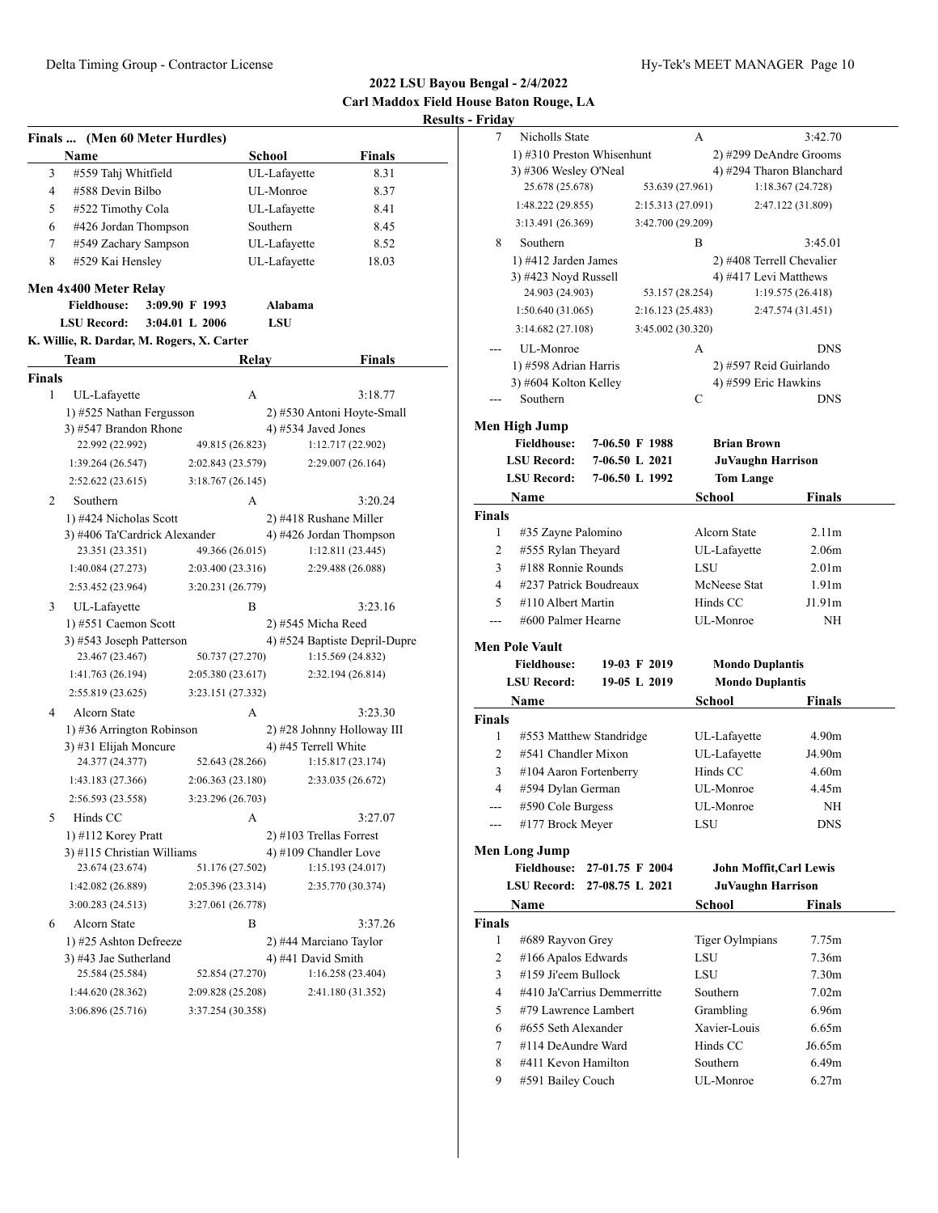**2022 LSU Bayou Bengal - 2/4/2022**
**Carl Maddox Field House Baton Rouge, LA**
**Results - Friday**

### Finals ... (Men 60 Meter Hurdles)

| | Name | School | Finals |
|---|---|---|---|
| 3 | #559 Tahj Whitfield | UL-Lafayette | 8.31 |
| 4 | #588 Devin Bilbo | UL-Monroe | 8.37 |
| 5 | #522 Timothy Cola | UL-Lafayette | 8.41 |
| 6 | #426 Jordan Thompson | Southern | 8.45 |
| 7 | #549 Zachary Sampson | UL-Lafayette | 8.52 |
| 8 | #529 Kai Hensley | UL-Lafayette | 18.03 |

### Men 4x400 Meter Relay

**Fieldhouse:** 3:09.90 F 1993 **Alabama**
**LSU Record:** 3:04.01 L 2006 **LSU**
**K. Willie, R. Dardar, M. Rogers, X. Carter**

| | Team | Relay | Finals |
|---|---|---|---|

**Finals**

1 UL-Lafayette A 3:18.77
1) #525 Nathan Fergusson 2) #530 Antoni Hoyte-Small
3) #547 Brandon Rhone 4) #534 Javed Jones
22.992 (22.992) 49.815 (26.823) 1:12.717 (22.902)
1:39.264 (26.547) 2:02.843 (23.579) 2:29.007 (26.164)
2:52.622 (23.615) 3:18.767 (26.145)

2 Southern A 3:20.24
1) #424 Nicholas Scott 2) #418 Rushane Miller
3) #406 Ta'Cardrick Alexander 4) #426 Jordan Thompson
23.351 (23.351) 49.366 (26.015) 1:12.811 (23.445)
1:40.084 (27.273) 2:03.400 (23.316) 2:29.488 (26.088)
2:53.452 (23.964) 3:20.231 (26.779)

3 UL-Lafayette B 3:23.16
1) #551 Caemon Scott 2) #545 Micha Reed
3) #543 Joseph Patterson 4) #524 Baptiste Depril-Dupre
23.467 (23.467) 50.737 (27.270) 1:15.569 (24.832)
1:41.763 (26.194) 2:05.380 (23.617) 2:32.194 (26.814)
2:55.819 (23.625) 3:23.151 (27.332)

4 Alcorn State A 3:23.30
1) #36 Arrington Robinson 2) #28 Johnny Holloway III
3) #31 Elijah Moncure 4) #45 Terrell White
24.377 (24.377) 52.643 (28.266) 1:15.817 (23.174)
1:43.183 (27.366) 2:06.363 (23.180) 2:33.035 (26.672)
2:56.593 (23.558) 3:23.296 (26.703)

5 Hinds CC A 3:27.07
1) #112 Korey Pratt 2) #103 Trellas Forrest
3) #115 Christian Williams 4) #109 Chandler Love
23.674 (23.674) 51.176 (27.502) 1:15.193 (24.017)
1:42.082 (26.889) 2:05.396 (23.314) 2:35.770 (30.374)
3:00.283 (24.513) 3:27.061 (26.778)

6 Alcorn State B 3:37.26
1) #25 Ashton Defreeze 2) #44 Marciano Taylor
3) #43 Jae Sutherland 4) #41 David Smith
25.584 (25.584) 52.854 (27.270) 1:16.258 (23.404)
1:44.620 (28.362) 2:09.828 (25.208) 2:41.180 (31.352)
3:06.896 (25.716) 3:37.254 (30.358)

7 Nicholls State A 3:42.70
1) #310 Preston Whisenhunt 2) #299 DeAndre Grooms
3) #306 Wesley O'Neal 4) #294 Tharon Blanchard
25.678 (25.678) 53.639 (27.961) 1:18.367 (24.728)
1:48.222 (29.855) 2:15.313 (27.091) 2:47.122 (31.809)
3:13.491 (26.369) 3:42.700 (29.209)

8 Southern B 3:45.01
1) #412 Jarden James 2) #408 Terrell Chevalier
3) #423 Noyd Russell 4) #417 Levi Matthews
24.903 (24.903) 53.157 (28.254) 1:19.575 (26.418)
1:50.640 (31.065) 2:16.123 (25.483) 2:47.574 (31.451)
3:14.682 (27.108) 3:45.002 (30.320)

--- UL-Monroe A DNS
1) #598 Adrian Harris 2) #597 Reid Guirlando
3) #604 Kolton Kelley 4) #599 Eric Hawkins

--- Southern C DNS

### Men High Jump

**Fieldhouse:** 7-06.50 F 1988 **Brian Brown**
**LSU Record:** 7-06.50 L 2021 **JuVaughn Harrison**
**LSU Record:** 7-06.50 L 1992 **Tom Lange**

| | Name | School | Finals |
|---|---|---|---|
| **Finals** | | | |
| 1 | #35 Zayne Palomino | Alcorn State | 2.11m |
| 2 | #555 Rylan Theyard | UL-Lafayette | 2.06m |
| 3 | #188 Ronnie Rounds | LSU | 2.01m |
| 4 | #237 Patrick Boudreaux | McNeese Stat | 1.91m |
| 5 | #110 Albert Martin | Hinds CC | J1.91m |
| --- | #600 Palmer Hearne | UL-Monroe | NH |

### Men Pole Vault

**Fieldhouse:** 19-03 F 2019 **Mondo Duplantis**
**LSU Record:** 19-05 L 2019 **Mondo Duplantis**

| | Name | School | Finals |
|---|---|---|---|
| **Finals** | | | |
| 1 | #553 Matthew Standridge | UL-Lafayette | 4.90m |
| 2 | #541 Chandler Mixon | UL-Lafayette | J4.90m |
| 3 | #104 Aaron Fortenberry | Hinds CC | 4.60m |
| 4 | #594 Dylan German | UL-Monroe | 4.45m |
| --- | #590 Cole Burgess | UL-Monroe | NH |
| --- | #177 Brock Meyer | LSU | DNS |

### Men Long Jump

**Fieldhouse:** 27-01.75 F 2004 **John Moffit,Carl Lewis**
**LSU Record:** 27-08.75 L 2021 **JuVaughn Harrison**

| | Name | School | Finals |
|---|---|---|---|
| **Finals** | | | |
| 1 | #689 Rayvon Grey | Tiger Oylmpians | 7.75m |
| 2 | #166 Apalos Edwards | LSU | 7.36m |
| 3 | #159 Ji'eem Bullock | LSU | 7.30m |
| 4 | #410 Ja'Carrius Demmerritte | Southern | 7.02m |
| 5 | #79 Lawrence Lambert | Grambling | 6.96m |
| 6 | #655 Seth Alexander | Xavier-Louis | 6.65m |
| 7 | #114 DeAundre Ward | Hinds CC | J6.65m |
| 8 | #411 Kevon Hamilton | Southern | 6.49m |
| 9 | #591 Bailey Couch | UL-Monroe | 6.27m |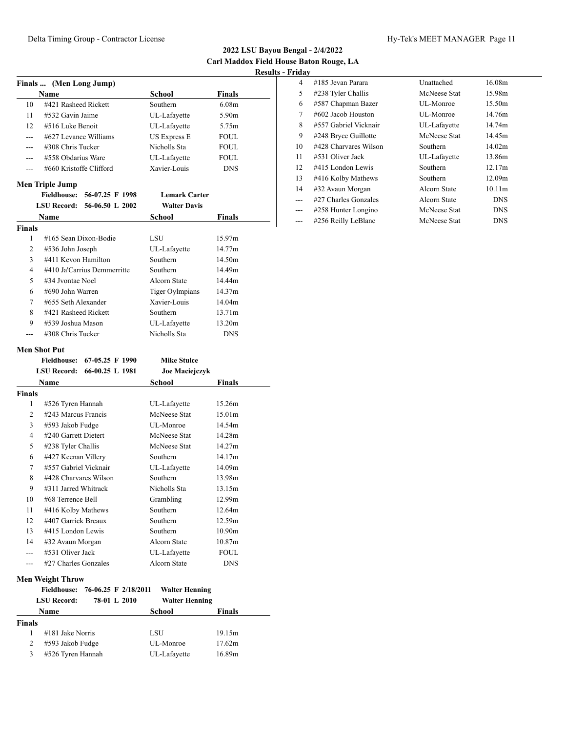## 2022 LSU Bayou Bengal - 2/4/2022

**Carl Maddox Field House Baton Rouge, LA**

**Results - Friday**

### Finals ... (Men Long Jump)

| | Name | School | Finals |
|---|---|---|---|
| 10 | #421 Rasheed Rickett | Southern | 6.08m |
| 11 | #532 Gavin Jaime | UL-Lafayette | 5.90m |
| 12 | #516 Luke Benoit | UL-Lafayette | 5.75m |
| --- | #627 Levance Williams | US Express E | FOUL |
| --- | #308 Chris Tucker | Nicholls Sta | FOUL |
| --- | #558 Obdarius Ware | UL-Lafayette | FOUL |
| --- | #660 Kristoffe Clifford | Xavier-Louis | DNS |

### Men Triple Jump

**Fieldhouse: 56-07.25 F 1998 — Lemark Carter**

**LSU Record: 56-06.50 L 2002 — Walter Davis**

**Finals**

| | Name | School | Finals |
|---|---|---|---|
| 1 | #165 Sean Dixon-Bodie | LSU | 15.97m |
| 2 | #536 John Joseph | UL-Lafayette | 14.77m |
| 3 | #411 Kevon Hamilton | Southern | 14.50m |
| 4 | #410 Ja'Carrius Demmerritte | Southern | 14.49m |
| 5 | #34 Jvontae Noel | Alcorn State | 14.44m |
| 6 | #690 John Warren | Tiger Oylmpians | 14.37m |
| 7 | #655 Seth Alexander | Xavier-Louis | 14.04m |
| 8 | #421 Rasheed Rickett | Southern | 13.71m |
| 9 | #539 Joshua Mason | UL-Lafayette | 13.20m |
| --- | #308 Chris Tucker | Nicholls Sta | DNS |

### Men Shot Put

**Fieldhouse: 67-05.25 F 1990 — Mike Stulce**

**LSU Record: 66-00.25 L 1981 — Joe Maciejczyk**

**Finals**

| | Name | School | Finals |
|---|---|---|---|
| 1 | #526 Tyren Hannah | UL-Lafayette | 15.26m |
| 2 | #243 Marcus Francis | McNeese Stat | 15.01m |
| 3 | #593 Jakob Fudge | UL-Monroe | 14.54m |
| 4 | #240 Garrett Dietert | McNeese Stat | 14.28m |
| 5 | #238 Tyler Challis | McNeese Stat | 14.27m |
| 6 | #427 Keenan Villery | Southern | 14.17m |
| 7 | #557 Gabriel Vicknair | UL-Lafayette | 14.09m |
| 8 | #428 Charvares Wilson | Southern | 13.98m |
| 9 | #311 Jarred Whitrack | Nicholls Sta | 13.15m |
| 10 | #68 Terrence Bell | Grambling | 12.99m |
| 11 | #416 Kolby Mathews | Southern | 12.64m |
| 12 | #407 Garrick Breaux | Southern | 12.59m |
| 13 | #415 London Lewis | Southern | 10.90m |
| 14 | #32 Avaun Morgan | Alcorn State | 10.87m |
| --- | #531 Oliver Jack | UL-Lafayette | FOUL |
| --- | #27 Charles Gonzales | Alcorn State | DNS |

### Men Weight Throw

**Fieldhouse: 76-06.25 F 2/18/2011 — Walter Henning**

**LSU Record: 78-01 L 2010 — Walter Henning**

**Finals**

| | Name | School | Finals |
|---|---|---|---|
| 1 | #181 Jake Norris | LSU | 19.15m |
| 2 | #593 Jakob Fudge | UL-Monroe | 17.62m |
| 3 | #526 Tyren Hannah | UL-Lafayette | 16.89m |
| 4 | #185 Jevan Parara | Unattached | 16.08m |
| 5 | #238 Tyler Challis | McNeese Stat | 15.98m |
| 6 | #587 Chapman Bazer | UL-Monroe | 15.50m |
| 7 | #602 Jacob Houston | UL-Monroe | 14.76m |
| 8 | #557 Gabriel Vicknair | UL-Lafayette | 14.74m |
| 9 | #248 Bryce Guillotte | McNeese Stat | 14.45m |
| 10 | #428 Charvares Wilson | Southern | 14.02m |
| 11 | #531 Oliver Jack | UL-Lafayette | 13.86m |
| 12 | #415 London Lewis | Southern | 12.17m |
| 13 | #416 Kolby Mathews | Southern | 12.09m |
| 14 | #32 Avaun Morgan | Alcorn State | 10.11m |
| --- | #27 Charles Gonzales | Alcorn State | DNS |
| --- | #258 Hunter Longino | McNeese Stat | DNS |
| --- | #256 Reilly LeBlanc | McNeese Stat | DNS |